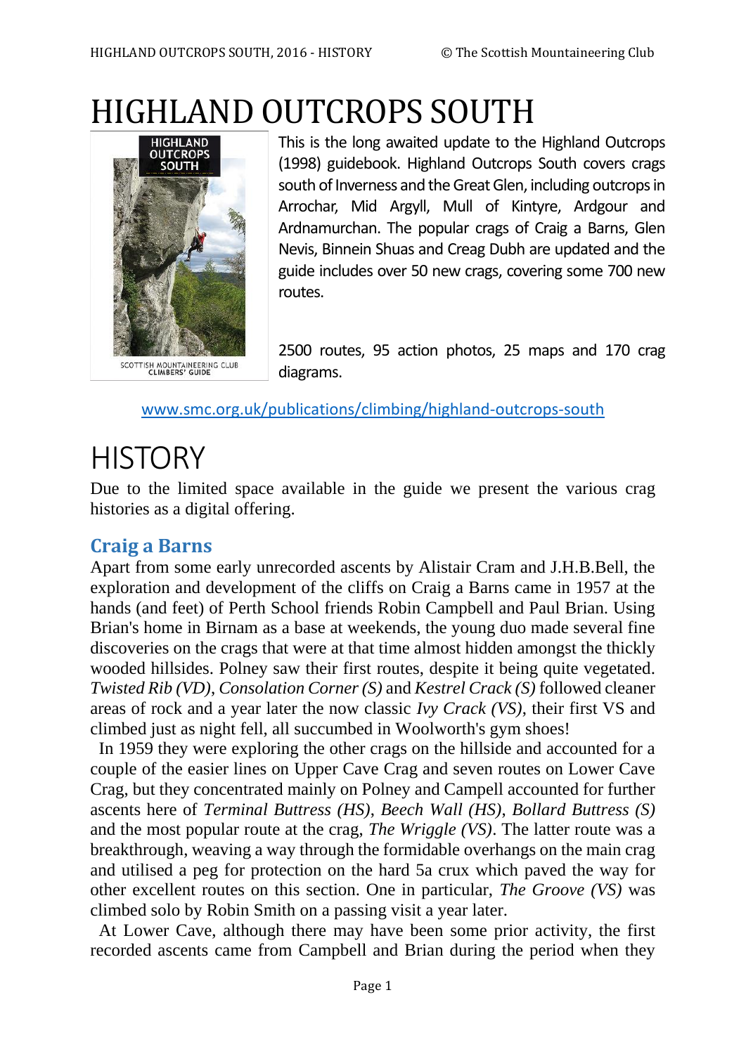# HIGHLAND OUTCROPS SOUTH

This is the long awaited update to the Highland Outcrops (1998) guidebook. Highland Outcrops South covers crags south of Inverness and the Great Glen, including outcrops in Arrochar, Mid Argyll, Mull of Kintyre, Ardgour and Ardnamurchan. The popular crags of Craig a Barns, Glen Nevis, Binnein Shuas and Creag Dubh are updated and the guide includes over 50 new crags, covering some 700 new routes.

2500 routes, 95 action photos, 25 maps and 170 crag diagrams.

www.smc.org.uk/publications/climbing/highland-outcrops-south

# HISTORY

Due to the limited space available in the guide we present the various crag histories as a digital offering.

## Craig a Barns

Apart from some early unrecorded ascents by Alistair Cram and J.H.B.Bell, the exploration and development of the cliffs on Craig a Barns came in 1957 at the hands (and feet) of Perth School friends Robin Campbell and Paul Brian. Using Brian's home in Birnam as a base at weekends, the young duo made several fine discoveries on the crags that were at that time almost hidden amongst the thickly wooded hillsides. Polney saw their first routes, despite it being quite vegetated. *Twisted Rib (VD)*, *Consolation Corner (S)* and *Kestrel Crack (S)* followed cleaner areas of rock and a year later the now classic *Ivy Crack (VS)*, their first VS and climbed just as night fell, all succumbed in Woolworth's gym shoes!

In 1959 they were exploring the other crags on the hillside and accounted for a couple of the easier lines on Upper Cave Crag and seven routes on Lower Cave Crag, but they concentrated mainly on Polney and Campell accounted for further ascents here of *Terminal Buttress (HS)*, *Beech Wall (HS)*, *Bollard Buttress (S)* and the most popular route at the crag, *The Wriggle (VS)*. The latter route was a breakthrough, weaving a way through the formidable overhangs on the main crag and utilised a peg for protection on the hard 5a crux which paved the way for other excellent routes on this section. One in particular, *The Groove (VS)* was climbed solo by Robin Smith on a passing visit a year later.

At Lower Cave, although there may have been some prior activity, the first recorded ascents came from Campbell and Brian during the period when they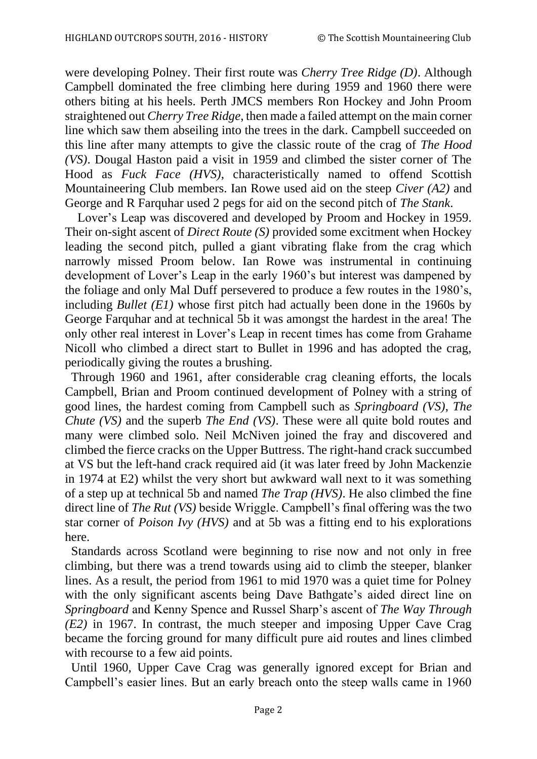were developing Polney. Their first route was *Cherry Tree Ridge (D)*. Although Campbell dominated the free climbing here during 1959 and 1960 there were others biting at his heels. Perth JMCS members Ron Hockey and John Proom straightened out *Cherry Tree Ridge*, then made a failed attempt on the main corner line which saw them abseiling into the trees in the dark. Campbell succeeded on this line after many attempts to give the classic route of the crag of *The Hood (VS)*. Dougal Haston paid a visit in 1959 and climbed the sister corner of The Hood as *Fuck Face (HVS)*, characteristically named to offend Scottish Mountaineering Club members. Ian Rowe used aid on the steep *Civer (A2)* and George and R Farquhar used 2 pegs for aid on the second pitch of *The Stank*.

Lover's Leap was discovered and developed by Proom and Hockey in 1959. Their on-sight ascent of *Direct Route (S)* provided some excitment when Hockey leading the second pitch, pulled a giant vibrating flake from the crag which narrowly missed Proom below. Ian Rowe was instrumental in continuing development of Lover's Leap in the early 1960's but interest was dampened by the foliage and only Mal Duff persevered to produce a few routes in the 1980's, including *Bullet (E1)* whose first pitch had actually been done in the 1960s by George Farquhar and at technical 5b it was amongst the hardest in the area! The only other real interest in Lover's Leap in recent times has come from Grahame Nicoll who climbed a direct start to Bullet in 1996 and has adopted the crag, periodically giving the routes a brushing.

Through 1960 and 1961, after considerable crag cleaning efforts, the locals Campbell, Brian and Proom continued development of Polney with a string of good lines, the hardest coming from Campbell such as *Springboard (VS)*, *The Chute (VS)* and the superb *The End (VS)*. These were all quite bold routes and many were climbed solo. Neil McNiven joined the fray and discovered and climbed the fierce cracks on the Upper Buttress. The right-hand crack succumbed at VS but the left-hand crack required aid (it was later freed by John Mackenzie in 1974 at E2) whilst the very short but awkward wall next to it was something of a step up at technical 5b and named *The Trap (HVS)*. He also climbed the fine direct line of *The Rut (VS)* beside Wriggle. Campbell's final offering was the two star corner of *Poison Ivy (HVS)* and at 5b was a fitting end to his explorations here.

Standards across Scotland were beginning to rise now and not only in free climbing, but there was a trend towards using aid to climb the steeper, blanker lines. As a result, the period from 1961 to mid 1970 was a quiet time for Polney with the only significant ascents being Dave Bathgate's aided direct line on *Springboard* and Kenny Spence and Russel Sharp's ascent of *The Way Through (E2)* in 1967. In contrast, the much steeper and imposing Upper Cave Crag became the forcing ground for many difficult pure aid routes and lines climbed with recourse to a few aid points.

Until 1960, Upper Cave Crag was generally ignored except for Brian and Campbell's easier lines. But an early breach onto the steep walls came in 1960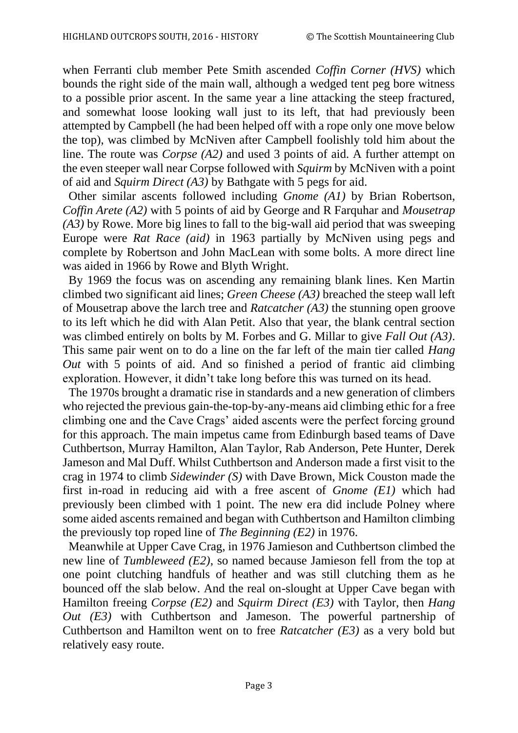when Ferranti club member Pete Smith ascended *Coffin Corner (HVS)* which bounds the right side of the main wall, although a wedged tent peg bore witness to a possible prior ascent. In the same year a line attacking the steep fractured, and somewhat loose looking wall just to its left, that had previously been attempted by Campbell (he had been helped off with a rope only one move below the top), was climbed by McNiven after Campbell foolishly told him about the line. The route was *Corpse (A2)* and used 3 points of aid. A further attempt on the even steeper wall near Corpse followed with *Squirm* by McNiven with a point of aid and *Squirm Direct (A3)* by Bathgate with 5 pegs for aid.

Other similar ascents followed including *Gnome (A1)* by Brian Robertson, *Coffin Arete (A2)* with 5 points of aid by George and R Farquhar and *Mousetrap (A3)* by Rowe. More big lines to fall to the big-wall aid period that was sweeping Europe were *Rat Race (aid)* in 1963 partially by McNiven using pegs and complete by Robertson and John MacLean with some bolts. A more direct line was aided in 1966 by Rowe and Blyth Wright.

By 1969 the focus was on ascending any remaining blank lines. Ken Martin climbed two significant aid lines; *Green Cheese (A3)* breached the steep wall left of Mousetrap above the larch tree and *Ratcatcher (A3)* the stunning open groove to its left which he did with Alan Petit. Also that year, the blank central section was climbed entirely on bolts by M. Forbes and G. Millar to give *Fall Out (A3)*. This same pair went on to do a line on the far left of the main tier called *Hang Out* with 5 points of aid. And so finished a period of frantic aid climbing exploration. However, it didn't take long before this was turned on its head.

The 1970s brought a dramatic rise in standards and a new generation of climbers who rejected the previous gain-the-top-by-any-means aid climbing ethic for a free climbing one and the Cave Crags' aided ascents were the perfect forcing ground for this approach. The main impetus came from Edinburgh based teams of Dave Cuthbertson, Murray Hamilton, Alan Taylor, Rab Anderson, Pete Hunter, Derek Jameson and Mal Duff. Whilst Cuthbertson and Anderson made a first visit to the crag in 1974 to climb *Sidewinder (S)* with Dave Brown, Mick Couston made the first in-road in reducing aid with a free ascent of *Gnome (E1)* which had previously been climbed with 1 point. The new era did include Polney where some aided ascents remained and began with Cuthbertson and Hamilton climbing the previously top roped line of *The Beginning (E2)* in 1976.

Meanwhile at Upper Cave Crag, in 1976 Jamieson and Cuthbertson climbed the new line of *Tumbleweed (E2)*, so named because Jamieson fell from the top at one point clutching handfuls of heather and was still clutching them as he bounced off the slab below. And the real on-slought at Upper Cave began with Hamilton freeing *Corpse (E2)* and *Squirm Direct (E3)* with Taylor, then *Hang Out (E3)* with Cuthbertson and Jameson. The powerful partnership of Cuthbertson and Hamilton went on to free *Ratcatcher (E3)* as a very bold but relatively easy route.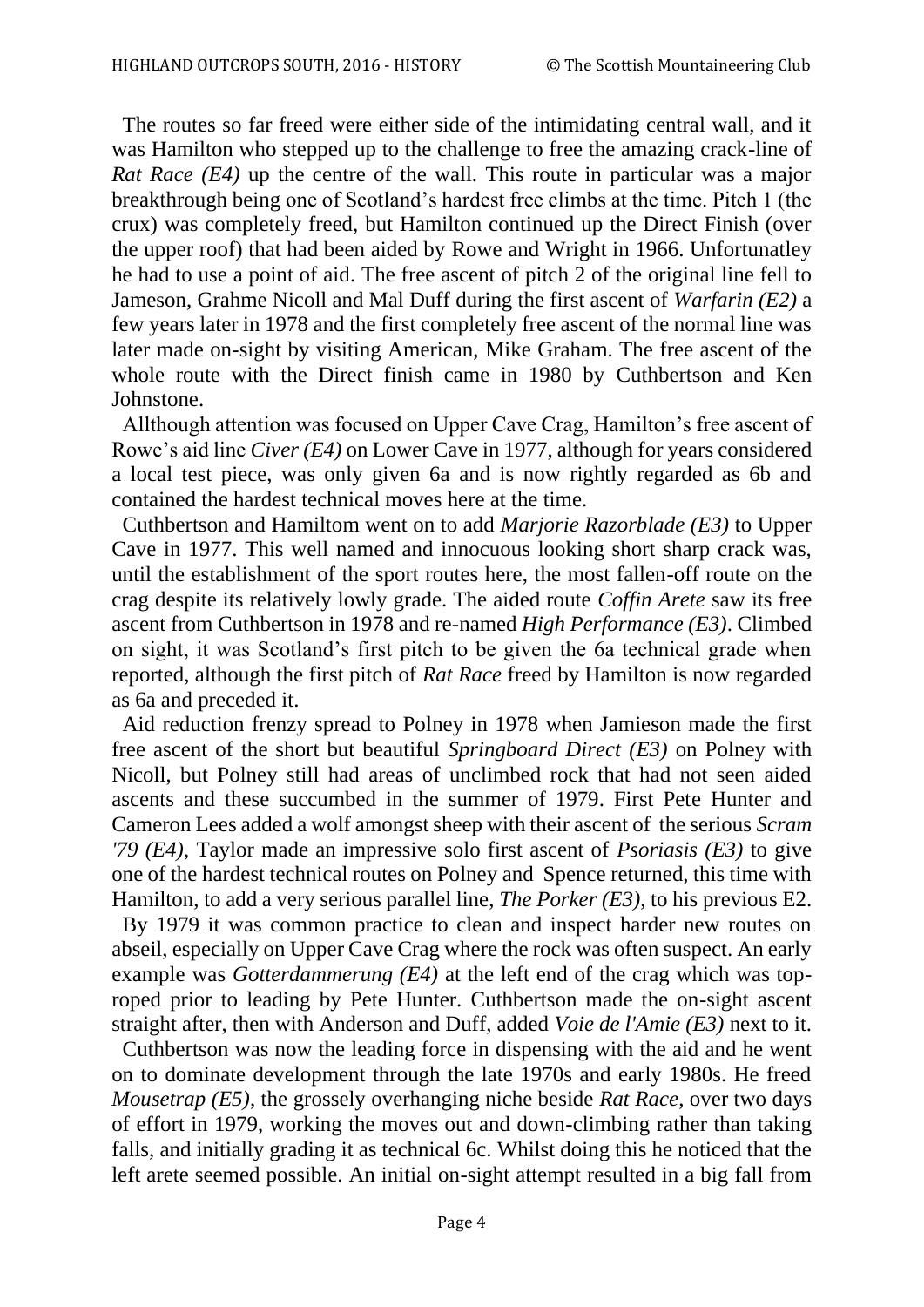The routes so far freed were either side of the intimidating central wall, and it was Hamilton who stepped up to the challenge to free the amazing crack-line of *Rat Race (E4)* up the centre of the wall. This route in particular was a major breakthrough being one of Scotland's hardest free climbs at the time. Pitch 1 (the crux) was completely freed, but Hamilton continued up the Direct Finish (over the upper roof) that had been aided by Rowe and Wright in 1966. Unfortunatley he had to use a point of aid. The free ascent of pitch 2 of the original line fell to Jameson, Grahme Nicoll and Mal Duff during the first ascent of *Warfarin (E2)* a few years later in 1978 and the first completely free ascent of the normal line was later made on-sight by visiting American, Mike Graham. The free ascent of the whole route with the Direct finish came in 1980 by Cuthbertson and Ken Johnstone.

Allthough attention was focused on Upper Cave Crag, Hamilton's free ascent of Rowe's aid line *Civer (E4)* on Lower Cave in 1977, although for years considered a local test piece, was only given 6a and is now rightly regarded as 6b and contained the hardest technical moves here at the time.

Cuthbertson and Hamiltom went on to add *Marjorie Razorblade (E3)* to Upper Cave in 1977. This well named and innocuous looking short sharp crack was, until the establishment of the sport routes here, the most fallen-off route on the crag despite its relatively lowly grade. The aided route *Coffin Arete* saw its free ascent from Cuthbertson in 1978 and re-named *High Performance (E3)*. Climbed on sight, it was Scotland's first pitch to be given the 6a technical grade when reported, although the first pitch of *Rat Race* freed by Hamilton is now regarded as 6a and preceded it.

Aid reduction frenzy spread to Polney in 1978 when Jamieson made the first free ascent of the short but beautiful *Springboard Direct (E3)* on Polney with Nicoll, but Polney still had areas of unclimbed rock that had not seen aided ascents and these succumbed in the summer of 1979. First Pete Hunter and Cameron Lees added a wolf amongst sheep with their ascent of the serious *Scram '79 (E4)*, Taylor made an impressive solo first ascent of *Psoriasis (E3)* to give one of the hardest technical routes on Polney and Spence returned, this time with Hamilton, to add a very serious parallel line, *The Porker (E3)*, to his previous E2.

By 1979 it was common practice to clean and inspect harder new routes on abseil, especially on Upper Cave Crag where the rock was often suspect. An early example was *Gotterdammerung (E4)* at the left end of the crag which was top-roped prior to leading by Pete Hunter. Cuthbertson made the on-sight ascent straight after, then with Anderson and Duff, added *Voie de l'Amie (E3)* next to it.

Cuthbertson was now the leading force in dispensing with the aid and he went on to dominate development through the late 1970s and early 1980s. He freed *Mousetrap (E5)*, the grossely overhanging niche beside *Rat Race*, over two days of effort in 1979, working the moves out and down-climbing rather than taking falls, and initially grading it as technical 6c. Whilst doing this he noticed that the left arete seemed possible. An initial on-sight attempt resulted in a big fall from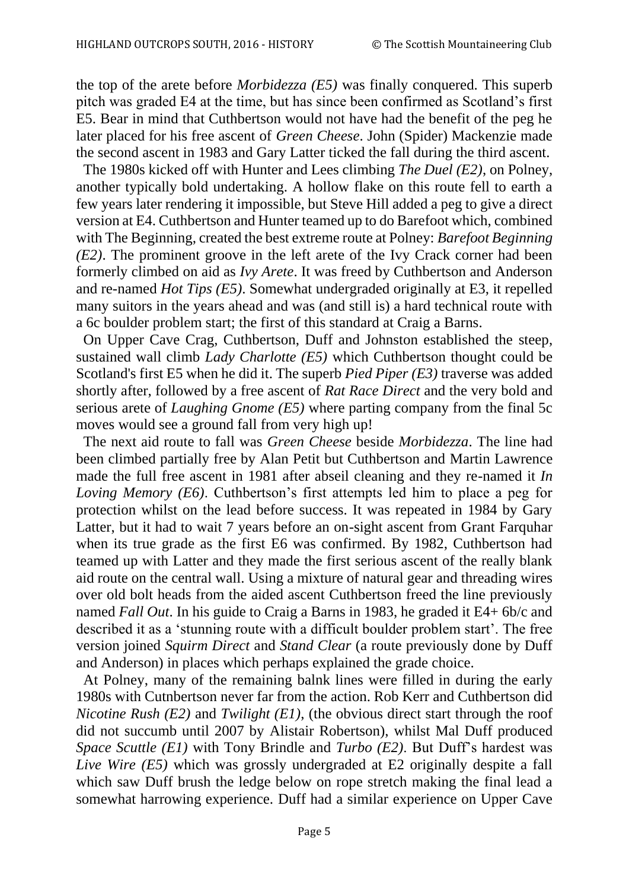the top of the arete before *Morbidezza (E5)* was finally conquered. This superb pitch was graded E4 at the time, but has since been confirmed as Scotland's first E5. Bear in mind that Cuthbertson would not have had the benefit of the peg he later placed for his free ascent of *Green Cheese*. John (Spider) Mackenzie made the second ascent in 1983 and Gary Latter ticked the fall during the third ascent.

The 1980s kicked off with Hunter and Lees climbing *The Duel (E2)*, on Polney, another typically bold undertaking. A hollow flake on this route fell to earth a few years later rendering it impossible, but Steve Hill added a peg to give a direct version at E4. Cuthbertson and Hunter teamed up to do Barefoot which, combined with The Beginning, created the best extreme route at Polney: *Barefoot Beginning (E2)*. The prominent groove in the left arete of the Ivy Crack corner had been formerly climbed on aid as *Ivy Arete*. It was freed by Cuthbertson and Anderson and re-named *Hot Tips (E5)*. Somewhat undergraded originally at E3, it repelled many suitors in the years ahead and was (and still is) a hard technical route with a 6c boulder problem start; the first of this standard at Craig a Barns.

On Upper Cave Crag, Cuthbertson, Duff and Johnston established the steep, sustained wall climb *Lady Charlotte (E5)* which Cuthbertson thought could be Scotland's first E5 when he did it. The superb *Pied Piper (E3)* traverse was added shortly after, followed by a free ascent of *Rat Race Direct* and the very bold and serious arete of *Laughing Gnome (E5)* where parting company from the final 5c moves would see a ground fall from very high up!

The next aid route to fall was *Green Cheese* beside *Morbidezza*. The line had been climbed partially free by Alan Petit but Cuthbertson and Martin Lawrence made the full free ascent in 1981 after abseil cleaning and they re-named it *In Loving Memory (E6)*. Cuthbertson's first attempts led him to place a peg for protection whilst on the lead before success. It was repeated in 1984 by Gary Latter, but it had to wait 7 years before an on-sight ascent from Grant Farquhar when its true grade as the first E6 was confirmed. By 1982, Cuthbertson had teamed up with Latter and they made the first serious ascent of the really blank aid route on the central wall. Using a mixture of natural gear and threading wires over old bolt heads from the aided ascent Cuthbertson freed the line previously named *Fall Out*. In his guide to Craig a Barns in 1983, he graded it E4+ 6b/c and described it as a 'stunning route with a difficult boulder problem start'. The free version joined *Squirm Direct* and *Stand Clear* (a route previously done by Duff and Anderson) in places which perhaps explained the grade choice.

At Polney, many of the remaining balnk lines were filled in during the early 1980s with Cutnbertson never far from the action. Rob Kerr and Cuthbertson did *Nicotine Rush (E2)* and *Twilight (E1)*, (the obvious direct start through the roof did not succumb until 2007 by Alistair Robertson), whilst Mal Duff produced *Space Scuttle (E1)* with Tony Brindle and *Turbo (E2)*. But Duff's hardest was *Live Wire (E5)* which was grossly undergraded at E2 originally despite a fall which saw Duff brush the ledge below on rope stretch making the final lead a somewhat harrowing experience. Duff had a similar experience on Upper Cave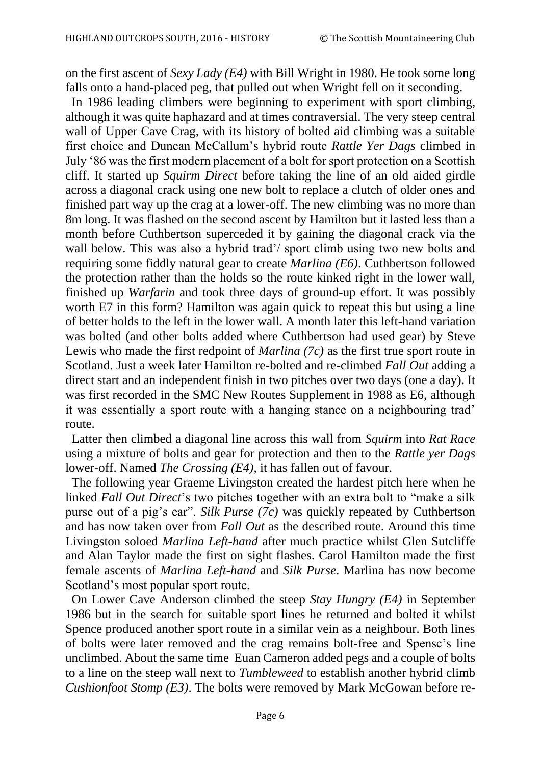on the first ascent of *Sexy Lady (E4)* with Bill Wright in 1980. He took some long falls onto a hand-placed peg, that pulled out when Wright fell on it seconding.

In 1986 leading climbers were beginning to experiment with sport climbing, although it was quite haphazard and at times contraversial. The very steep central wall of Upper Cave Crag, with its history of bolted aid climbing was a suitable first choice and Duncan McCallum's hybrid route *Rattle Yer Dags* climbed in July '86 was the first modern placement of a bolt for sport protection on a Scottish cliff. It started up *Squirm Direct* before taking the line of an old aided girdle across a diagonal crack using one new bolt to replace a clutch of older ones and finished part way up the crag at a lower-off. The new climbing was no more than 8m long. It was flashed on the second ascent by Hamilton but it lasted less than a month before Cuthbertson superceded it by gaining the diagonal crack via the wall below. This was also a hybrid trad'/ sport climb using two new bolts and requiring some fiddly natural gear to create *Marlina (E6)*. Cuthbertson followed the protection rather than the holds so the route kinked right in the lower wall, finished up *Warfarin* and took three days of ground-up effort. It was possibly worth E7 in this form? Hamilton was again quick to repeat this but using a line of better holds to the left in the lower wall. A month later this left-hand variation was bolted (and other bolts added where Cuthbertson had used gear) by Steve Lewis who made the first redpoint of *Marlina (7c)* as the first true sport route in Scotland. Just a week later Hamilton re-bolted and re-climbed *Fall Out* adding a direct start and an independent finish in two pitches over two days (one a day). It was first recorded in the SMC New Routes Supplement in 1988 as E6, although it was essentially a sport route with a hanging stance on a neighbouring trad' route.

Latter then climbed a diagonal line across this wall from *Squirm* into *Rat Race* using a mixture of bolts and gear for protection and then to the *Rattle yer Dags* lower-off. Named *The Crossing (E4)*, it has fallen out of favour.

The following year Graeme Livingston created the hardest pitch here when he linked *Fall Out Direct*'s two pitches together with an extra bolt to "make a silk purse out of a pig's ear". *Silk Purse (7c)* was quickly repeated by Cuthbertson and has now taken over from *Fall Out* as the described route. Around this time Livingston soloed *Marlina Left-hand* after much practice whilst Glen Sutcliffe and Alan Taylor made the first on sight flashes. Carol Hamilton made the first female ascents of *Marlina Left-hand* and *Silk Purse*. Marlina has now become Scotland's most popular sport route.

On Lower Cave Anderson climbed the steep *Stay Hungry (E4)* in September 1986 but in the search for suitable sport lines he returned and bolted it whilst Spence produced another sport route in a similar vein as a neighbour. Both lines of bolts were later removed and the crag remains bolt-free and Spensc's line unclimbed. About the same time Euan Cameron added pegs and a couple of bolts to a line on the steep wall next to *Tumbleweed* to establish another hybrid climb *Cushionfoot Stomp (E3)*. The bolts were removed by Mark McGowan before re-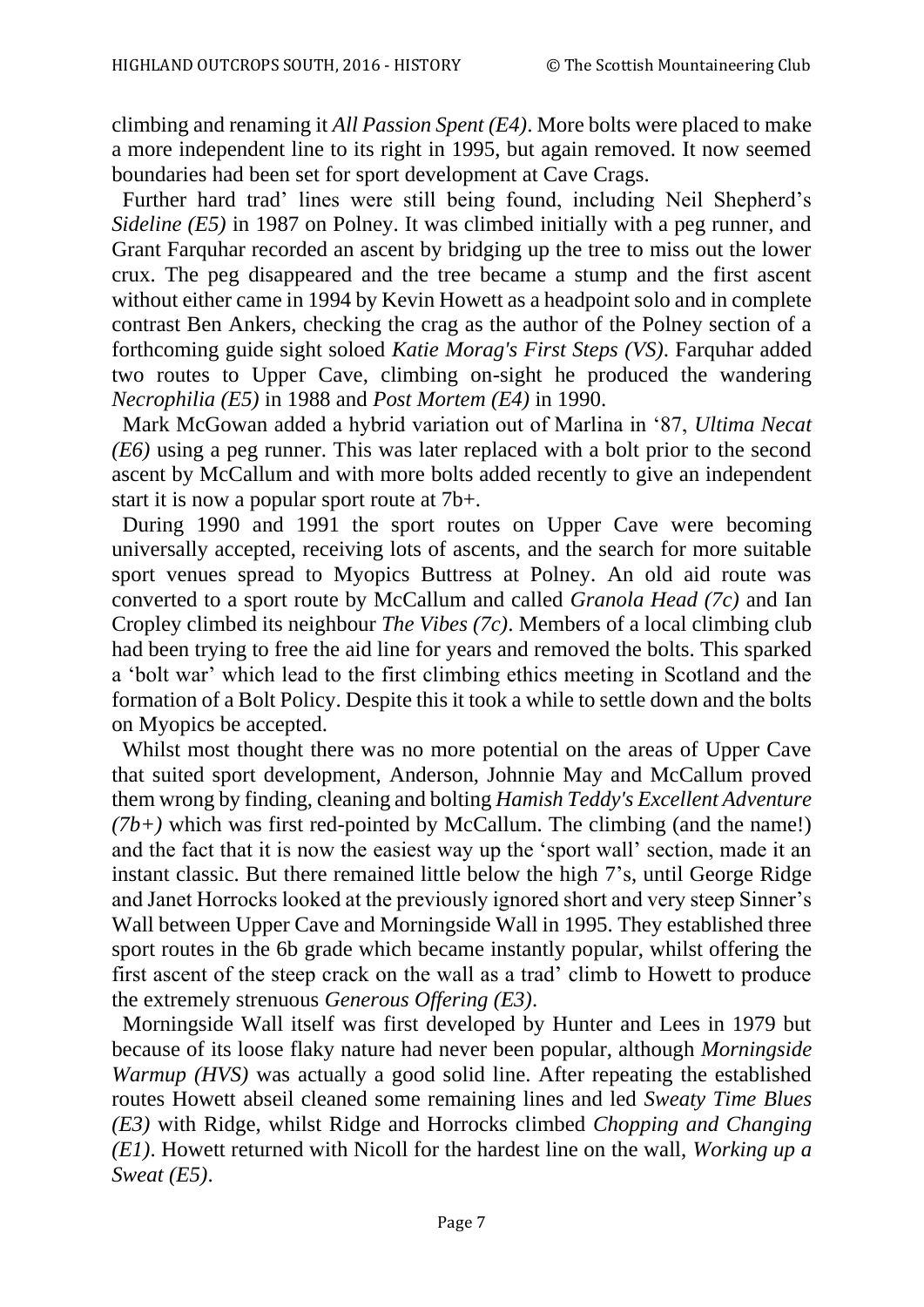climbing and renaming it *All Passion Spent (E4)*. More bolts were placed to make a more independent line to its right in 1995, but again removed. It now seemed boundaries had been set for sport development at Cave Crags.

Further hard trad' lines were still being found, including Neil Shepherd's *Sideline (E5)* in 1987 on Polney. It was climbed initially with a peg runner, and Grant Farquhar recorded an ascent by bridging up the tree to miss out the lower crux. The peg disappeared and the tree became a stump and the first ascent without either came in 1994 by Kevin Howett as a headpoint solo and in complete contrast Ben Ankers, checking the crag as the author of the Polney section of a forthcoming guide sight soloed *Katie Morag's First Steps (VS)*. Farquhar added two routes to Upper Cave, climbing on-sight he produced the wandering *Necrophilia (E5)* in 1988 and *Post Mortem (E4)* in 1990.

Mark McGowan added a hybrid variation out of Marlina in '87, *Ultima Necat (E6)* using a peg runner. This was later replaced with a bolt prior to the second ascent by McCallum and with more bolts added recently to give an independent start it is now a popular sport route at 7b+.

During 1990 and 1991 the sport routes on Upper Cave were becoming universally accepted, receiving lots of ascents, and the search for more suitable sport venues spread to Myopics Buttress at Polney. An old aid route was converted to a sport route by McCallum and called *Granola Head (7c)* and Ian Cropley climbed its neighbour *The Vibes (7c)*. Members of a local climbing club had been trying to free the aid line for years and removed the bolts. This sparked a 'bolt war' which lead to the first climbing ethics meeting in Scotland and the formation of a Bolt Policy. Despite this it took a while to settle down and the bolts on Myopics be accepted.

Whilst most thought there was no more potential on the areas of Upper Cave that suited sport development, Anderson, Johnnie May and McCallum proved them wrong by finding, cleaning and bolting *Hamish Teddy's Excellent Adventure (7b+)* which was first red-pointed by McCallum. The climbing (and the name!) and the fact that it is now the easiest way up the 'sport wall' section, made it an instant classic. But there remained little below the high 7's, until George Ridge and Janet Horrocks looked at the previously ignored short and very steep Sinner's Wall between Upper Cave and Morningside Wall in 1995. They established three sport routes in the 6b grade which became instantly popular, whilst offering the first ascent of the steep crack on the wall as a trad' climb to Howett to produce the extremely strenuous *Generous Offering (E3)*.

Morningside Wall itself was first developed by Hunter and Lees in 1979 but because of its loose flaky nature had never been popular, although *Morningside Warmup (HVS)* was actually a good solid line. After repeating the established routes Howett abseil cleaned some remaining lines and led *Sweaty Time Blues (E3)* with Ridge, whilst Ridge and Horrocks climbed *Chopping and Changing (E1)*. Howett returned with Nicoll for the hardest line on the wall, *Working up a Sweat (E5)*.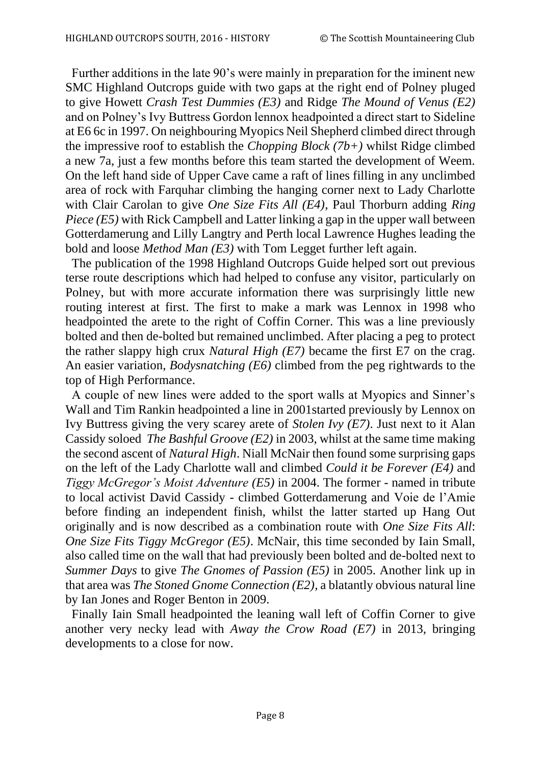Further additions in the late 90's were mainly in preparation for the iminent new SMC Highland Outcrops guide with two gaps at the right end of Polney pluged to give Howett *Crash Test Dummies (E3)* and Ridge *The Mound of Venus (E2)* and on Polney's Ivy Buttress Gordon lennox headpointed a direct start to Sideline at E6 6c in 1997. On neighbouring Myopics Neil Shepherd climbed direct through the impressive roof to establish the *Chopping Block (7b+)* whilst Ridge climbed a new 7a, just a few months before this team started the development of Weem. On the left hand side of Upper Cave came a raft of lines filling in any unclimbed area of rock with Farquhar climbing the hanging corner next to Lady Charlotte with Clair Carolan to give *One Size Fits All (E4)*, Paul Thorburn adding *Ring Piece (E5)* with Rick Campbell and Latter linking a gap in the upper wall between Gotterdamerung and Lilly Langtry and Perth local Lawrence Hughes leading the bold and loose *Method Man (E3)* with Tom Legget further left again.

The publication of the 1998 Highland Outcrops Guide helped sort out previous terse route descriptions which had helped to confuse any visitor, particularly on Polney, but with more accurate information there was surprisingly little new routing interest at first. The first to make a mark was Lennox in 1998 who headpointed the arete to the right of Coffin Corner. This was a line previously bolted and then de-bolted but remained unclimbed. After placing a peg to protect the rather slappy high crux *Natural High (E7)* became the first E7 on the crag. An easier variation, *Bodysnatching (E6)* climbed from the peg rightwards to the top of High Performance.

A couple of new lines were added to the sport walls at Myopics and Sinner's Wall and Tim Rankin headpointed a line in 2001started previously by Lennox on Ivy Buttress giving the very scarey arete of *Stolen Ivy (E7)*. Just next to it Alan Cassidy soloed *The Bashful Groove (E2)* in 2003, whilst at the same time making the second ascent of *Natural High*. Niall McNair then found some surprising gaps on the left of the Lady Charlotte wall and climbed *Could it be Forever (E4)* and *Tiggy McGregor's Moist Adventure (E5)* in 2004. The former - named in tribute to local activist David Cassidy - climbed Gotterdamerung and Voie de l'Amie before finding an independent finish, whilst the latter started up Hang Out originally and is now described as a combination route with *One Size Fits All*: *One Size Fits Tiggy McGregor (E5)*. McNair, this time seconded by Iain Small, also called time on the wall that had previously been bolted and de-bolted next to *Summer Days* to give *The Gnomes of Passion (E5)* in 2005. Another link up in that area was *The Stoned Gnome Connection (E2)*, a blatantly obvious natural line by Ian Jones and Roger Benton in 2009.

Finally Iain Small headpointed the leaning wall left of Coffin Corner to give another very necky lead with *Away the Crow Road (E7)* in 2013, bringing developments to a close for now.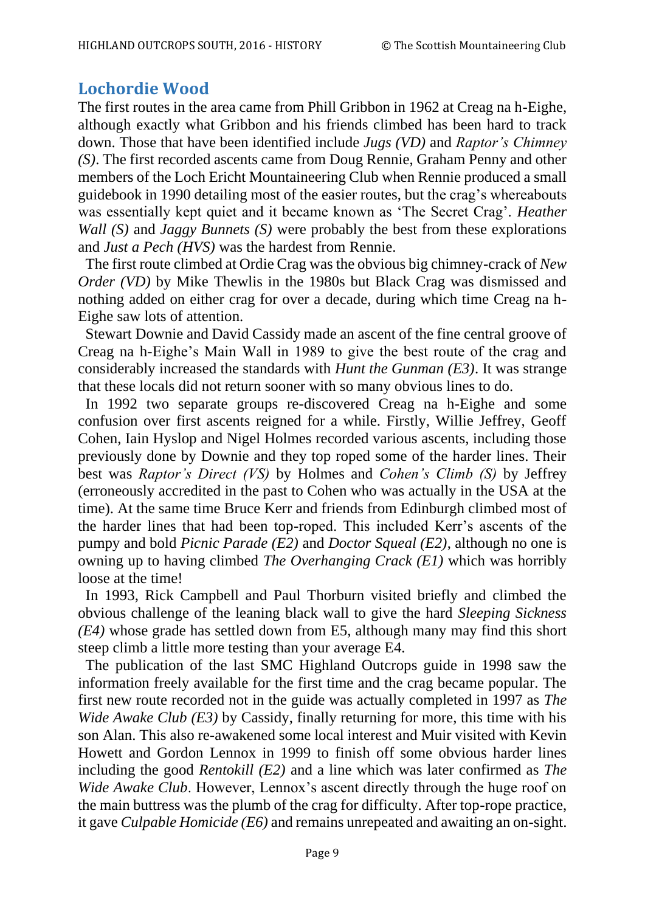## Lochordie Wood

The first routes in the area came from Phill Gribbon in 1962 at Creag na h-Eighe, although exactly what Gribbon and his friends climbed has been hard to track down. Those that have been identified include *Jugs (VD)* and *Raptor's Chimney (S)*. The first recorded ascents came from Doug Rennie, Graham Penny and other members of the Loch Ericht Mountaineering Club when Rennie produced a small guidebook in 1990 detailing most of the easier routes, but the crag's whereabouts was essentially kept quiet and it became known as 'The Secret Crag'. *Heather Wall (S)* and *Jaggy Bunnets (S)* were probably the best from these explorations and *Just a Pech (HVS)* was the hardest from Rennie.

The first route climbed at Ordie Crag was the obvious big chimney-crack of *New Order (VD)* by Mike Thewlis in the 1980s but Black Crag was dismissed and nothing added on either crag for over a decade, during which time Creag na h-Eighe saw lots of attention.

Stewart Downie and David Cassidy made an ascent of the fine central groove of Creag na h-Eighe's Main Wall in 1989 to give the best route of the crag and considerably increased the standards with *Hunt the Gunman (E3)*. It was strange that these locals did not return sooner with so many obvious lines to do.

In 1992 two separate groups re-discovered Creag na h-Eighe and some confusion over first ascents reigned for a while. Firstly, Willie Jeffrey, Geoff Cohen, Iain Hyslop and Nigel Holmes recorded various ascents, including those previously done by Downie and they top roped some of the harder lines. Their best was *Raptor's Direct (VS)* by Holmes and *Cohen's Climb (S)* by Jeffrey (erroneously accredited in the past to Cohen who was actually in the USA at the time). At the same time Bruce Kerr and friends from Edinburgh climbed most of the harder lines that had been top-roped. This included Kerr's ascents of the pumpy and bold *Picnic Parade (E2)* and *Doctor Squeal (E2)*, although no one is owning up to having climbed *The Overhanging Crack (E1)* which was horribly loose at the time!

In 1993, Rick Campbell and Paul Thorburn visited briefly and climbed the obvious challenge of the leaning black wall to give the hard *Sleeping Sickness (E4)* whose grade has settled down from E5, although many may find this short steep climb a little more testing than your average E4.

The publication of the last SMC Highland Outcrops guide in 1998 saw the information freely available for the first time and the crag became popular. The first new route recorded not in the guide was actually completed in 1997 as *The Wide Awake Club (E3)* by Cassidy, finally returning for more, this time with his son Alan. This also re-awakened some local interest and Muir visited with Kevin Howett and Gordon Lennox in 1999 to finish off some obvious harder lines including the good *Rentokill (E2)* and a line which was later confirmed as *The Wide Awake Club*. However, Lennox's ascent directly through the huge roof on the main buttress was the plumb of the crag for difficulty. After top-rope practice, it gave *Culpable Homicide (E6)* and remains unrepeated and awaiting an on-sight.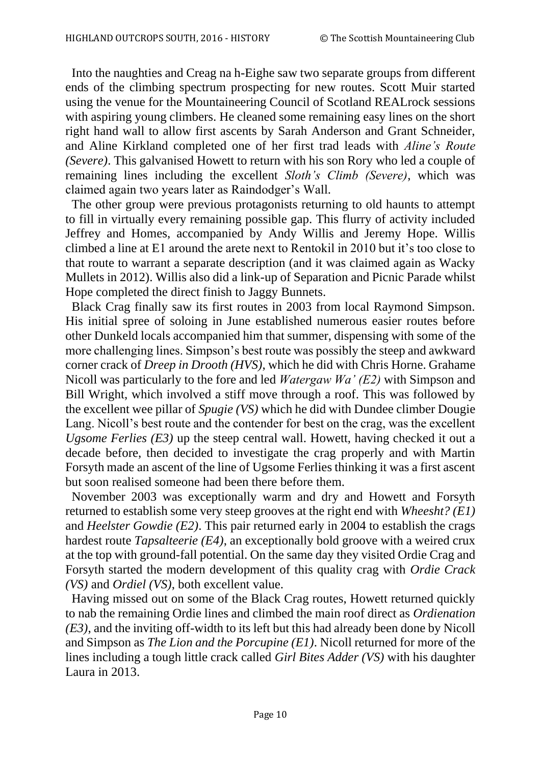Into the naughties and Creag na h-Eighe saw two separate groups from different ends of the climbing spectrum prospecting for new routes. Scott Muir started using the venue for the Mountaineering Council of Scotland REALrock sessions with aspiring young climbers. He cleaned some remaining easy lines on the short right hand wall to allow first ascents by Sarah Anderson and Grant Schneider, and Aline Kirkland completed one of her first trad leads with *Aline's Route (Severe)*. This galvanised Howett to return with his son Rory who led a couple of remaining lines including the excellent *Sloth's Climb (Severe)*, which was claimed again two years later as Raindodger's Wall.

The other group were previous protagonists returning to old haunts to attempt to fill in virtually every remaining possible gap. This flurry of activity included Jeffrey and Homes, accompanied by Andy Willis and Jeremy Hope. Willis climbed a line at E1 around the arete next to Rentokil in 2010 but it's too close to that route to warrant a separate description (and it was claimed again as Wacky Mullets in 2012). Willis also did a link-up of Separation and Picnic Parade whilst Hope completed the direct finish to Jaggy Bunnets.

Black Crag finally saw its first routes in 2003 from local Raymond Simpson. His initial spree of soloing in June established numerous easier routes before other Dunkeld locals accompanied him that summer, dispensing with some of the more challenging lines. Simpson's best route was possibly the steep and awkward corner crack of *Dreep in Drooth (HVS)*, which he did with Chris Horne. Grahame Nicoll was particularly to the fore and led *Watergaw Wa' (E2)* with Simpson and Bill Wright, which involved a stiff move through a roof. This was followed by the excellent wee pillar of *Spugie (VS)* which he did with Dundee climber Dougie Lang. Nicoll's best route and the contender for best on the crag, was the excellent *Ugsome Ferlies (E3)* up the steep central wall. Howett, having checked it out a decade before, then decided to investigate the crag properly and with Martin Forsyth made an ascent of the line of Ugsome Ferlies thinking it was a first ascent but soon realised someone had been there before them.

November 2003 was exceptionally warm and dry and Howett and Forsyth returned to establish some very steep grooves at the right end with *Wheesht? (E1)* and *Heelster Gowdie (E2)*. This pair returned early in 2004 to establish the crags hardest route *Tapsalteerie (E4)*, an exceptionally bold groove with a weired crux at the top with ground-fall potential. On the same day they visited Ordie Crag and Forsyth started the modern development of this quality crag with *Ordie Crack (VS)* and *Ordiel (VS)*, both excellent value.

Having missed out on some of the Black Crag routes, Howett returned quickly to nab the remaining Ordie lines and climbed the main roof direct as *Ordienation (E3)*, and the inviting off-width to its left but this had already been done by Nicoll and Simpson as *The Lion and the Porcupine (E1)*. Nicoll returned for more of the lines including a tough little crack called *Girl Bites Adder (VS)* with his daughter Laura in 2013.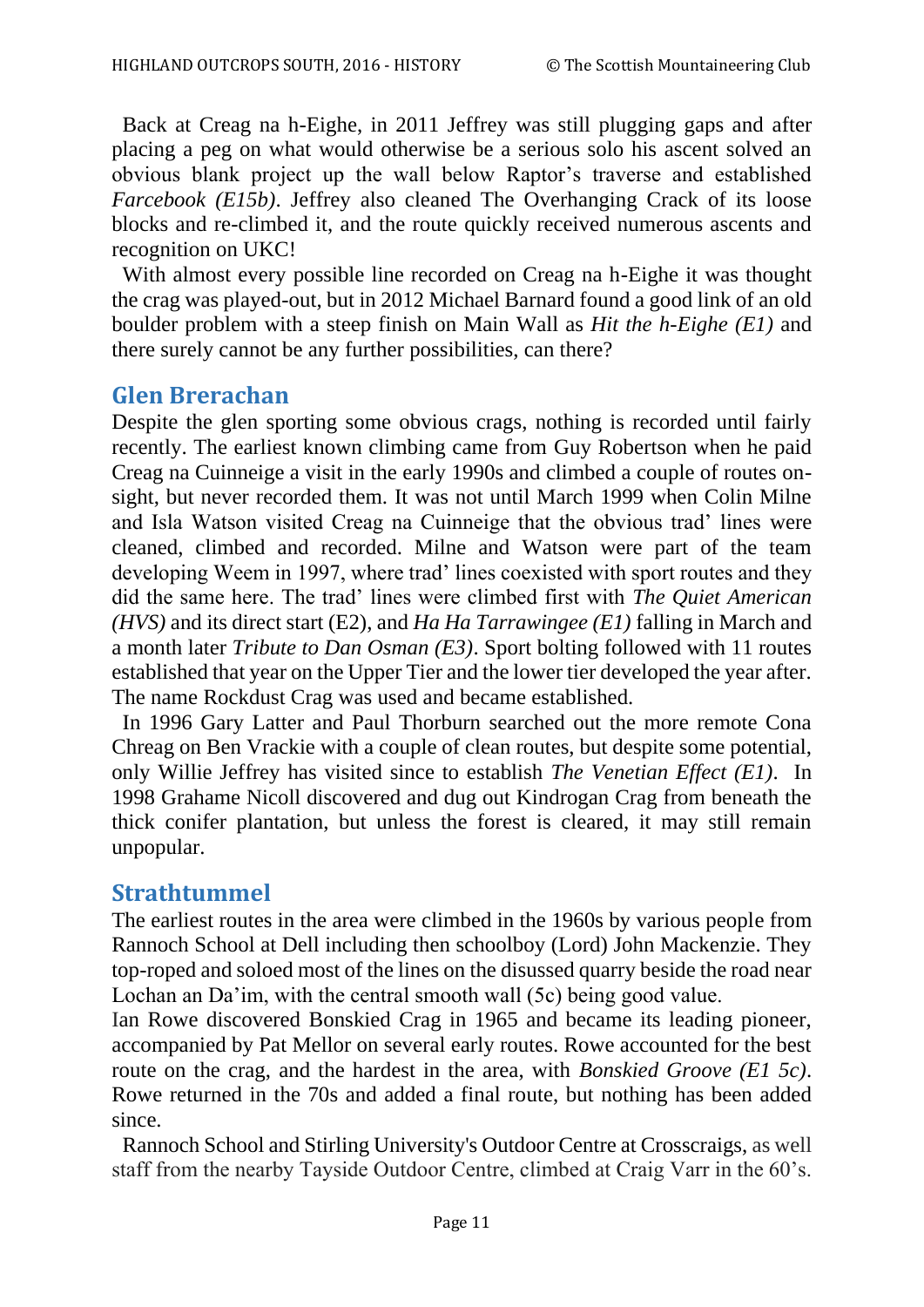Back at Creag na h-Eighe, in 2011 Jeffrey was still plugging gaps and after placing a peg on what would otherwise be a serious solo his ascent solved an obvious blank project up the wall below Raptor's traverse and established *Farcebook (E15b)*. Jeffrey also cleaned The Overhanging Crack of its loose blocks and re-climbed it, and the route quickly received numerous ascents and recognition on UKC!

With almost every possible line recorded on Creag na h-Eighe it was thought the crag was played-out, but in 2012 Michael Barnard found a good link of an old boulder problem with a steep finish on Main Wall as *Hit the h-Eighe (E1)* and there surely cannot be any further possibilities, can there?

## Glen Brerachan

Despite the glen sporting some obvious crags, nothing is recorded until fairly recently. The earliest known climbing came from Guy Robertson when he paid Creag na Cuinneige a visit in the early 1990s and climbed a couple of routes on-sight, but never recorded them. It was not until March 1999 when Colin Milne and Isla Watson visited Creag na Cuinneige that the obvious trad' lines were cleaned, climbed and recorded. Milne and Watson were part of the team developing Weem in 1997, where trad' lines coexisted with sport routes and they did the same here. The trad' lines were climbed first with *The Quiet American (HVS)* and its direct start (E2), and *Ha Ha Tarrawingee (E1)* falling in March and a month later *Tribute to Dan Osman (E3)*. Sport bolting followed with 11 routes established that year on the Upper Tier and the lower tier developed the year after. The name Rockdust Crag was used and became established.

In 1996 Gary Latter and Paul Thorburn searched out the more remote Cona Chreag on Ben Vrackie with a couple of clean routes, but despite some potential, only Willie Jeffrey has visited since to establish *The Venetian Effect (E1)*. In 1998 Grahame Nicoll discovered and dug out Kindrogan Crag from beneath the thick conifer plantation, but unless the forest is cleared, it may still remain unpopular.

## Strathtummel

The earliest routes in the area were climbed in the 1960s by various people from Rannoch School at Dell including then schoolboy (Lord) John Mackenzie. They top-roped and soloed most of the lines on the disussed quarry beside the road near Lochan an Da'im, with the central smooth wall (5c) being good value.

Ian Rowe discovered Bonskied Crag in 1965 and became its leading pioneer, accompanied by Pat Mellor on several early routes. Rowe accounted for the best route on the crag, and the hardest in the area, with *Bonskied Groove (E1 5c)*. Rowe returned in the 70s and added a final route, but nothing has been added since.

Rannoch School and Stirling University's Outdoor Centre at Crosscraigs, as well staff from the nearby Tayside Outdoor Centre, climbed at Craig Varr in the 60's.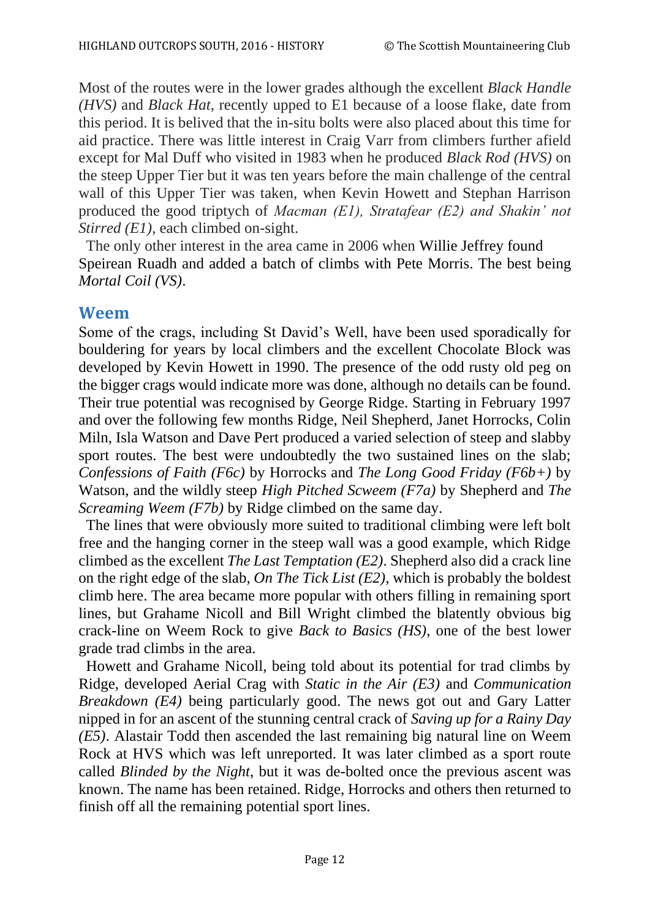Most of the routes were in the lower grades although the excellent *Black Handle (HVS)* and *Black Hat*, recently upped to E1 because of a loose flake, date from this period. It is belived that the in-situ bolts were also placed about this time for aid practice. There was little interest in Craig Varr from climbers further afield except for Mal Duff who visited in 1983 when he produced *Black Rod (HVS)* on the steep Upper Tier but it was ten years before the main challenge of the central wall of this Upper Tier was taken, when Kevin Howett and Stephan Harrison produced the good triptych of *Macman (E1), Stratafear (E2) and Shakin' not Stirred (E1)*, each climbed on-sight.

The only other interest in the area came in 2006 when Willie Jeffrey found Speirean Ruadh and added a batch of climbs with Pete Morris. The best being *Mortal Coil (VS)*.

## Weem

Some of the crags, including St David's Well, have been used sporadically for bouldering for years by local climbers and the excellent Chocolate Block was developed by Kevin Howett in 1990. The presence of the odd rusty old peg on the bigger crags would indicate more was done, although no details can be found. Their true potential was recognised by George Ridge. Starting in February 1997 and over the following few months Ridge, Neil Shepherd, Janet Horrocks, Colin Miln, Isla Watson and Dave Pert produced a varied selection of steep and slabby sport routes. The best were undoubtedly the two sustained lines on the slab; *Confessions of Faith (F6c)* by Horrocks and *The Long Good Friday (F6b+)* by Watson, and the wildly steep *High Pitched Scweem (F7a)* by Shepherd and *The Screaming Weem (F7b)* by Ridge climbed on the same day.

The lines that were obviously more suited to traditional climbing were left bolt free and the hanging corner in the steep wall was a good example, which Ridge climbed as the excellent *The Last Temptation (E2)*. Shepherd also did a crack line on the right edge of the slab, *On The Tick List (E2)*, which is probably the boldest climb here. The area became more popular with others filling in remaining sport lines, but Grahame Nicoll and Bill Wright climbed the blatently obvious big crack-line on Weem Rock to give *Back to Basics (HS)*, one of the best lower grade trad climbs in the area.

Howett and Grahame Nicoll, being told about its potential for trad climbs by Ridge, developed Aerial Crag with *Static in the Air (E3)* and *Communication Breakdown (E4)* being particularly good. The news got out and Gary Latter nipped in for an ascent of the stunning central crack of *Saving up for a Rainy Day (E5)*. Alastair Todd then ascended the last remaining big natural line on Weem Rock at HVS which was left unreported. It was later climbed as a sport route called *Blinded by the Night*, but it was de-bolted once the previous ascent was known. The name has been retained. Ridge, Horrocks and others then returned to finish off all the remaining potential sport lines.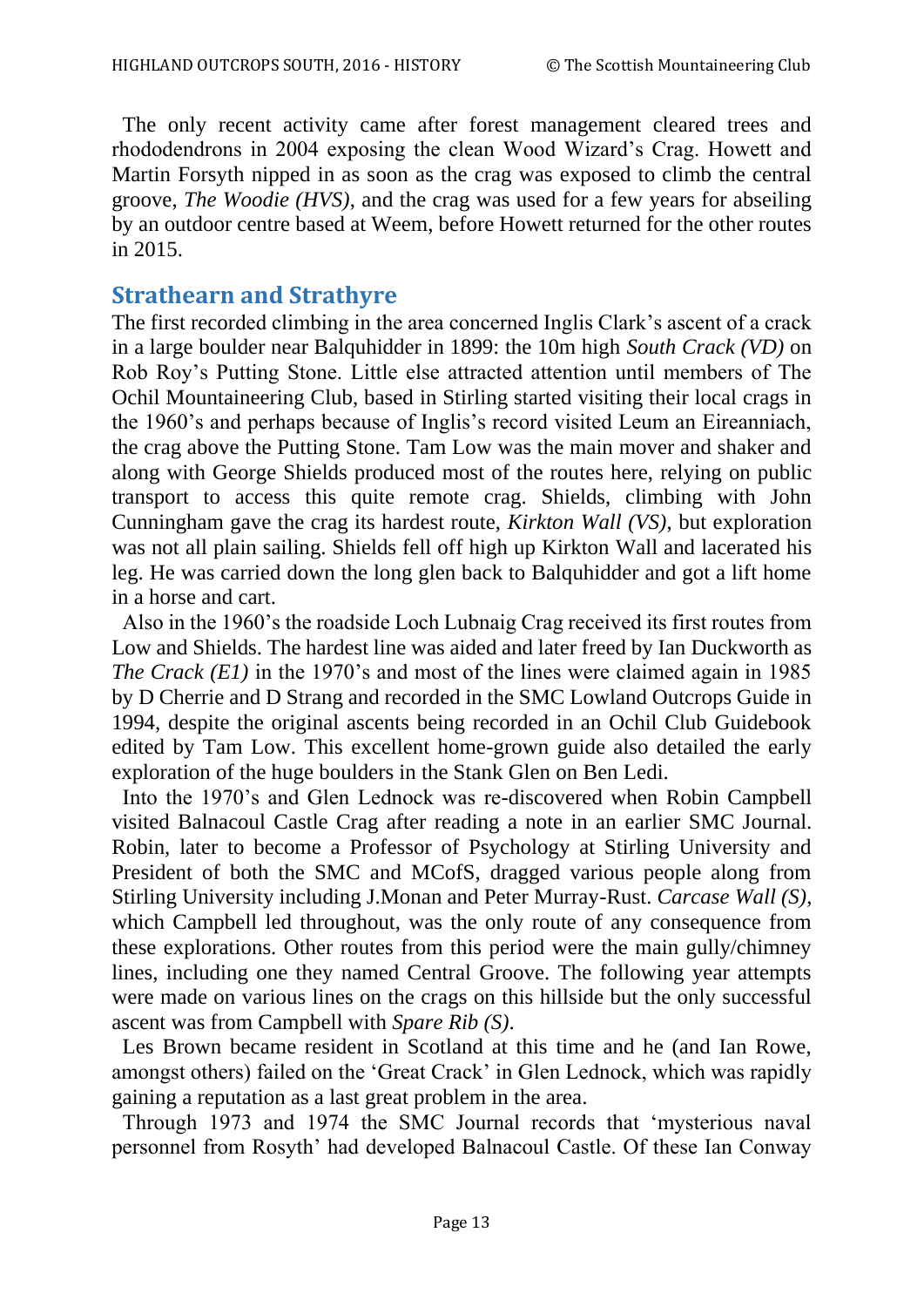The only recent activity came after forest management cleared trees and rhododendrons in 2004 exposing the clean Wood Wizard's Crag. Howett and Martin Forsyth nipped in as soon as the crag was exposed to climb the central groove, *The Woodie (HVS)*, and the crag was used for a few years for abseiling by an outdoor centre based at Weem, before Howett returned for the other routes in 2015.

## Strathearn and Strathyre

The first recorded climbing in the area concerned Inglis Clark's ascent of a crack in a large boulder near Balquhidder in 1899: the 10m high *South Crack (VD)* on Rob Roy's Putting Stone. Little else attracted attention until members of The Ochil Mountaineering Club, based in Stirling started visiting their local crags in the 1960's and perhaps because of Inglis's record visited Leum an Eireanniach, the crag above the Putting Stone. Tam Low was the main mover and shaker and along with George Shields produced most of the routes here, relying on public transport to access this quite remote crag. Shields, climbing with John Cunningham gave the crag its hardest route, *Kirkton Wall (VS)*, but exploration was not all plain sailing. Shields fell off high up Kirkton Wall and lacerated his leg. He was carried down the long glen back to Balquhidder and got a lift home in a horse and cart.

Also in the 1960's the roadside Loch Lubnaig Crag received its first routes from Low and Shields. The hardest line was aided and later freed by Ian Duckworth as *The Crack (E1)* in the 1970's and most of the lines were claimed again in 1985 by D Cherrie and D Strang and recorded in the SMC Lowland Outcrops Guide in 1994, despite the original ascents being recorded in an Ochil Club Guidebook edited by Tam Low. This excellent home-grown guide also detailed the early exploration of the huge boulders in the Stank Glen on Ben Ledi.

Into the 1970's and Glen Lednock was re-discovered when Robin Campbell visited Balnacoul Castle Crag after reading a note in an earlier SMC Journal. Robin, later to become a Professor of Psychology at Stirling University and President of both the SMC and MCofS, dragged various people along from Stirling University including J.Monan and Peter Murray-Rust. *Carcase Wall (S)*, which Campbell led throughout, was the only route of any consequence from these explorations. Other routes from this period were the main gully/chimney lines, including one they named Central Groove. The following year attempts were made on various lines on the crags on this hillside but the only successful ascent was from Campbell with *Spare Rib (S)*.

Les Brown became resident in Scotland at this time and he (and Ian Rowe, amongst others) failed on the 'Great Crack' in Glen Lednock, which was rapidly gaining a reputation as a last great problem in the area.

Through 1973 and 1974 the SMC Journal records that 'mysterious naval personnel from Rosyth' had developed Balnacoul Castle. Of these Ian Conway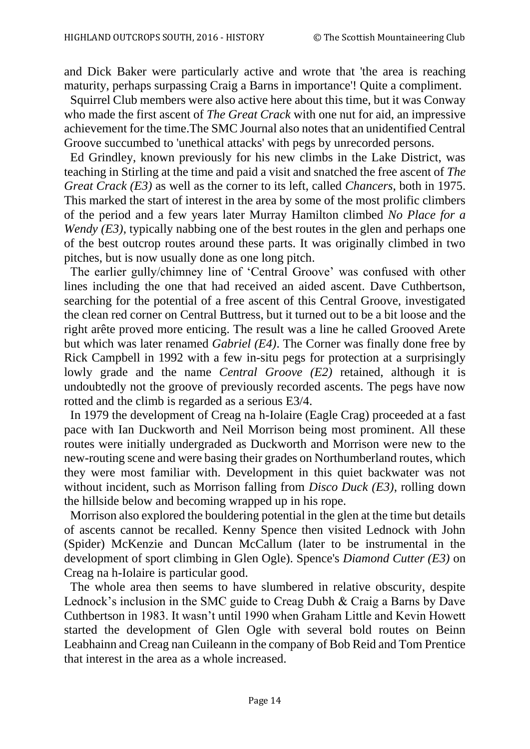and Dick Baker were particularly active and wrote that 'the area is reaching maturity, perhaps surpassing Craig a Barns in importance'! Quite a compliment.

Squirrel Club members were also active here about this time, but it was Conway who made the first ascent of *The Great Crack* with one nut for aid, an impressive achievement for the time.The SMC Journal also notes that an unidentified Central Groove succumbed to 'unethical attacks' with pegs by unrecorded persons.

Ed Grindley, known previously for his new climbs in the Lake District, was teaching in Stirling at the time and paid a visit and snatched the free ascent of *The Great Crack (E3)* as well as the corner to its left, called *Chancers*, both in 1975. This marked the start of interest in the area by some of the most prolific climbers of the period and a few years later Murray Hamilton climbed *No Place for a Wendy (E3)*, typically nabbing one of the best routes in the glen and perhaps one of the best outcrop routes around these parts. It was originally climbed in two pitches, but is now usually done as one long pitch.

The earlier gully/chimney line of 'Central Groove' was confused with other lines including the one that had received an aided ascent. Dave Cuthbertson, searching for the potential of a free ascent of this Central Groove, investigated the clean red corner on Central Buttress, but it turned out to be a bit loose and the right arête proved more enticing. The result was a line he called Grooved Arete but which was later renamed *Gabriel (E4)*. The Corner was finally done free by Rick Campbell in 1992 with a few in-situ pegs for protection at a surprisingly lowly grade and the name *Central Groove (E2)* retained, although it is undoubtedly not the groove of previously recorded ascents. The pegs have now rotted and the climb is regarded as a serious E3/4.

In 1979 the development of Creag na h-Iolaire (Eagle Crag) proceeded at a fast pace with Ian Duckworth and Neil Morrison being most prominent. All these routes were initially undergraded as Duckworth and Morrison were new to the new-routing scene and were basing their grades on Northumberland routes, which they were most familiar with. Development in this quiet backwater was not without incident, such as Morrison falling from *Disco Duck (E3)*, rolling down the hillside below and becoming wrapped up in his rope.

Morrison also explored the bouldering potential in the glen at the time but details of ascents cannot be recalled. Kenny Spence then visited Lednock with John (Spider) McKenzie and Duncan McCallum (later to be instrumental in the development of sport climbing in Glen Ogle). Spence's *Diamond Cutter (E3)* on Creag na h-Iolaire is particular good.

The whole area then seems to have slumbered in relative obscurity, despite Lednock's inclusion in the SMC guide to Creag Dubh & Craig a Barns by Dave Cuthbertson in 1983. It wasn't until 1990 when Graham Little and Kevin Howett started the development of Glen Ogle with several bold routes on Beinn Leabhainn and Creag nan Cuileann in the company of Bob Reid and Tom Prentice that interest in the area as a whole increased.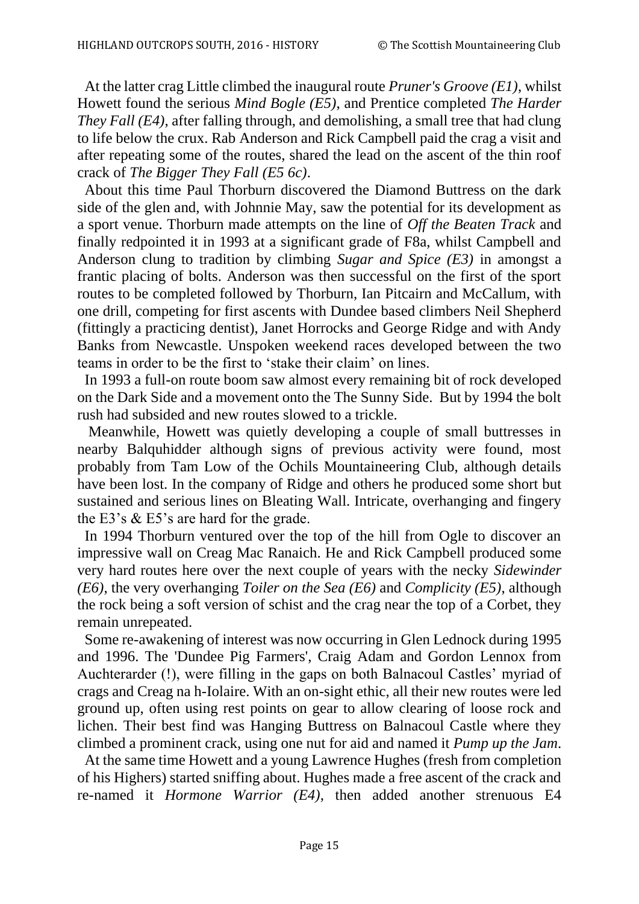At the latter crag Little climbed the inaugural route *Pruner's Groove (E1)*, whilst Howett found the serious *Mind Bogle (E5)*, and Prentice completed *The Harder They Fall (E4)*, after falling through, and demolishing, a small tree that had clung to life below the crux. Rab Anderson and Rick Campbell paid the crag a visit and after repeating some of the routes, shared the lead on the ascent of the thin roof crack of *The Bigger They Fall (E5 6c)*.

About this time Paul Thorburn discovered the Diamond Buttress on the dark side of the glen and, with Johnnie May, saw the potential for its development as a sport venue. Thorburn made attempts on the line of *Off the Beaten Track* and finally redpointed it in 1993 at a significant grade of F8a, whilst Campbell and Anderson clung to tradition by climbing *Sugar and Spice (E3)* in amongst a frantic placing of bolts. Anderson was then successful on the first of the sport routes to be completed followed by Thorburn, Ian Pitcairn and McCallum, with one drill, competing for first ascents with Dundee based climbers Neil Shepherd (fittingly a practicing dentist), Janet Horrocks and George Ridge and with Andy Banks from Newcastle. Unspoken weekend races developed between the two teams in order to be the first to 'stake their claim' on lines.

In 1993 a full-on route boom saw almost every remaining bit of rock developed on the Dark Side and a movement onto the The Sunny Side. But by 1994 the bolt rush had subsided and new routes slowed to a trickle.

Meanwhile, Howett was quietly developing a couple of small buttresses in nearby Balquhidder although signs of previous activity were found, most probably from Tam Low of the Ochils Mountaineering Club, although details have been lost. In the company of Ridge and others he produced some short but sustained and serious lines on Bleating Wall. Intricate, overhanging and fingery the E3's & E5's are hard for the grade.

In 1994 Thorburn ventured over the top of the hill from Ogle to discover an impressive wall on Creag Mac Ranaich. He and Rick Campbell produced some very hard routes here over the next couple of years with the necky *Sidewinder (E6)*, the very overhanging *Toiler on the Sea (E6)* and *Complicity (E5)*, although the rock being a soft version of schist and the crag near the top of a Corbet, they remain unrepeated.

Some re-awakening of interest was now occurring in Glen Lednock during 1995 and 1996. The 'Dundee Pig Farmers', Craig Adam and Gordon Lennox from Auchterarder (!), were filling in the gaps on both Balnacoul Castles' myriad of crags and Creag na h-Iolaire. With an on-sight ethic, all their new routes were led ground up, often using rest points on gear to allow clearing of loose rock and lichen. Their best find was Hanging Buttress on Balnacoul Castle where they climbed a prominent crack, using one nut for aid and named it *Pump up the Jam*.

At the same time Howett and a young Lawrence Hughes (fresh from completion of his Highers) started sniffing about. Hughes made a free ascent of the crack and re-named it *Hormone Warrior (E4)*, then added another strenuous E4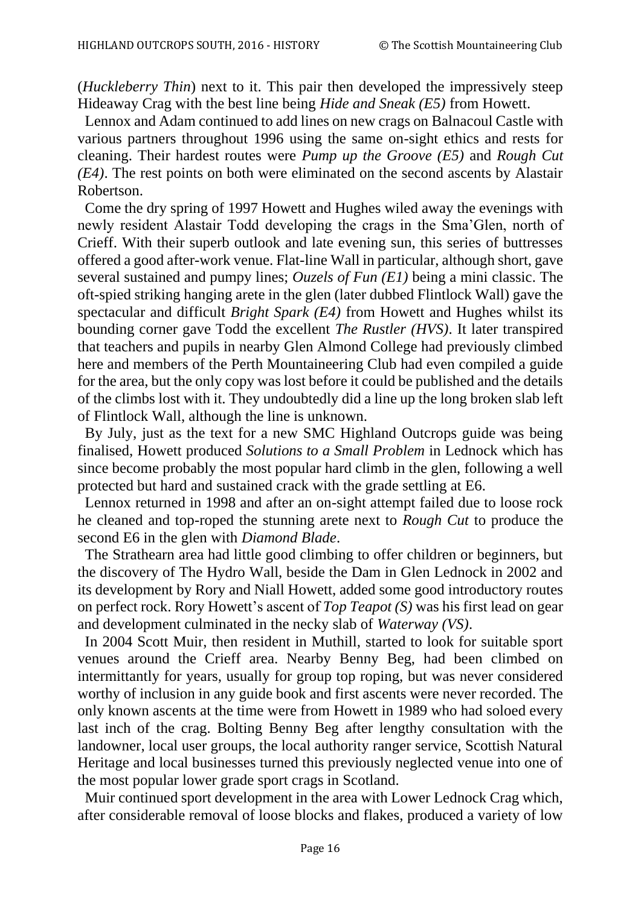(*Huckleberry Thin*) next to it. This pair then developed the impressively steep Hideaway Crag with the best line being *Hide and Sneak (E5)* from Howett.

Lennox and Adam continued to add lines on new crags on Balnacoul Castle with various partners throughout 1996 using the same on-sight ethics and rests for cleaning. Their hardest routes were *Pump up the Groove (E5)* and *Rough Cut (E4)*. The rest points on both were eliminated on the second ascents by Alastair Robertson.

Come the dry spring of 1997 Howett and Hughes wiled away the evenings with newly resident Alastair Todd developing the crags in the Sma'Glen, north of Crieff. With their superb outlook and late evening sun, this series of buttresses offered a good after-work venue. Flat-line Wall in particular, although short, gave several sustained and pumpy lines; *Ouzels of Fun (E1)* being a mini classic. The oft-spied striking hanging arete in the glen (later dubbed Flintlock Wall) gave the spectacular and difficult *Bright Spark (E4)* from Howett and Hughes whilst its bounding corner gave Todd the excellent *The Rustler (HVS)*. It later transpired that teachers and pupils in nearby Glen Almond College had previously climbed here and members of the Perth Mountaineering Club had even compiled a guide for the area, but the only copy was lost before it could be published and the details of the climbs lost with it. They undoubtedly did a line up the long broken slab left of Flintlock Wall, although the line is unknown.

By July, just as the text for a new SMC Highland Outcrops guide was being finalised, Howett produced *Solutions to a Small Problem* in Lednock which has since become probably the most popular hard climb in the glen, following a well protected but hard and sustained crack with the grade settling at E6.

Lennox returned in 1998 and after an on-sight attempt failed due to loose rock he cleaned and top-roped the stunning arete next to *Rough Cut* to produce the second E6 in the glen with *Diamond Blade*.

The Strathearn area had little good climbing to offer children or beginners, but the discovery of The Hydro Wall, beside the Dam in Glen Lednock in 2002 and its development by Rory and Niall Howett, added some good introductory routes on perfect rock. Rory Howett's ascent of *Top Teapot (S)* was his first lead on gear and development culminated in the necky slab of *Waterway (VS)*.

In 2004 Scott Muir, then resident in Muthill, started to look for suitable sport venues around the Crieff area. Nearby Benny Beg, had been climbed on intermittantly for years, usually for group top roping, but was never considered worthy of inclusion in any guide book and first ascents were never recorded. The only known ascents at the time were from Howett in 1989 who had soloed every last inch of the crag. Bolting Benny Beg after lengthy consultation with the landowner, local user groups, the local authority ranger service, Scottish Natural Heritage and local businesses turned this previously neglected venue into one of the most popular lower grade sport crags in Scotland.

Muir continued sport development in the area with Lower Lednock Crag which, after considerable removal of loose blocks and flakes, produced a variety of low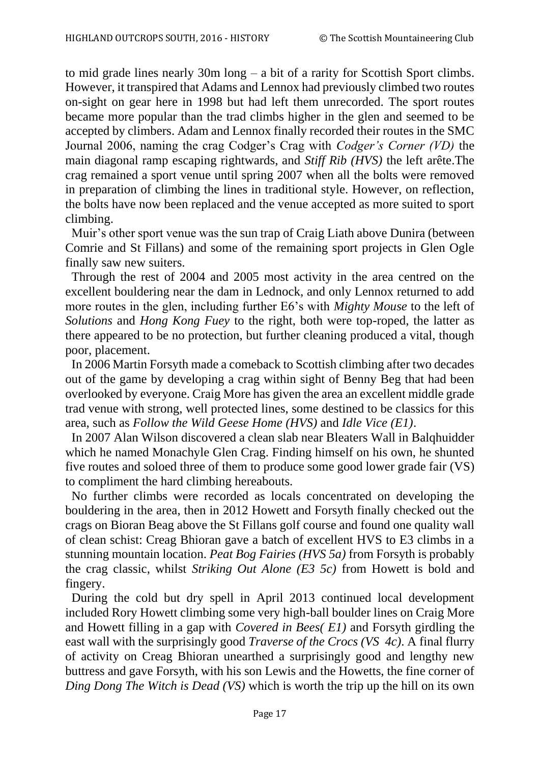to mid grade lines nearly 30m long – a bit of a rarity for Scottish Sport climbs. However, it transpired that Adams and Lennox had previously climbed two routes on-sight on gear here in 1998 but had left them unrecorded. The sport routes became more popular than the trad climbs higher in the glen and seemed to be accepted by climbers. Adam and Lennox finally recorded their routes in the SMC Journal 2006, naming the crag Codger's Crag with *Codger's Corner (VD)* the main diagonal ramp escaping rightwards, and *Stiff Rib (HVS)* the left arête.The crag remained a sport venue until spring 2007 when all the bolts were removed in preparation of climbing the lines in traditional style. However, on reflection, the bolts have now been replaced and the venue accepted as more suited to sport climbing.

Muir's other sport venue was the sun trap of Craig Liath above Dunira (between Comrie and St Fillans) and some of the remaining sport projects in Glen Ogle finally saw new suiters.

Through the rest of 2004 and 2005 most activity in the area centred on the excellent bouldering near the dam in Lednock, and only Lennox returned to add more routes in the glen, including further E6's with *Mighty Mouse* to the left of *Solutions* and *Hong Kong Fuey* to the right, both were top-roped, the latter as there appeared to be no protection, but further cleaning produced a vital, though poor, placement.

In 2006 Martin Forsyth made a comeback to Scottish climbing after two decades out of the game by developing a crag within sight of Benny Beg that had been overlooked by everyone. Craig More has given the area an excellent middle grade trad venue with strong, well protected lines, some destined to be classics for this area, such as *Follow the Wild Geese Home (HVS)* and *Idle Vice (E1)*.

In 2007 Alan Wilson discovered a clean slab near Bleaters Wall in Balqhuidder which he named Monachyle Glen Crag. Finding himself on his own, he shunted five routes and soloed three of them to produce some good lower grade fair (VS) to compliment the hard climbing hereabouts.

No further climbs were recorded as locals concentrated on developing the bouldering in the area, then in 2012 Howett and Forsyth finally checked out the crags on Bioran Beag above the St Fillans golf course and found one quality wall of clean schist: Creag Bhioran gave a batch of excellent HVS to E3 climbs in a stunning mountain location. *Peat Bog Fairies (HVS 5a)* from Forsyth is probably the crag classic, whilst *Striking Out Alone (E3 5c)* from Howett is bold and fingery.

During the cold but dry spell in April 2013 continued local development included Rory Howett climbing some very high-ball boulder lines on Craig More and Howett filling in a gap with *Covered in Bees( E1)* and Forsyth girdling the east wall with the surprisingly good *Traverse of the Crocs (VS 4c)*. A final flurry of activity on Creag Bhioran unearthed a surprisingly good and lengthy new buttress and gave Forsyth, with his son Lewis and the Howetts, the fine corner of *Ding Dong The Witch is Dead (VS)* which is worth the trip up the hill on its own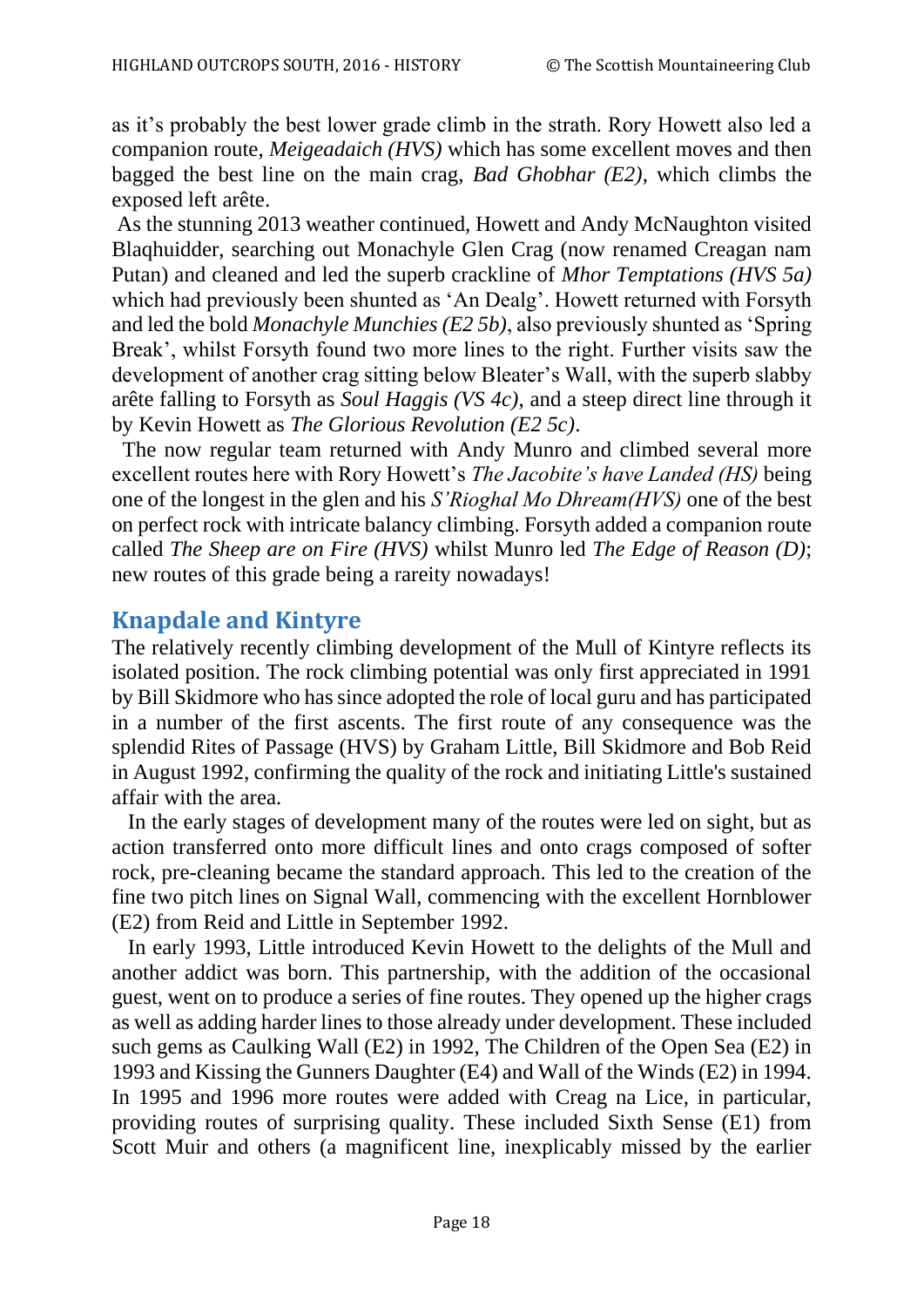as it's probably the best lower grade climb in the strath. Rory Howett also led a companion route, *Meigeadaich (HVS)* which has some excellent moves and then bagged the best line on the main crag, *Bad Ghobhar (E2)*, which climbs the exposed left arête.

As the stunning 2013 weather continued, Howett and Andy McNaughton visited Blaqhuidder, searching out Monachyle Glen Crag (now renamed Creagan nam Putan) and cleaned and led the superb crackline of *Mhor Temptations (HVS 5a)* which had previously been shunted as 'An Dealg'. Howett returned with Forsyth and led the bold *Monachyle Munchies (E2 5b)*, also previously shunted as 'Spring Break', whilst Forsyth found two more lines to the right. Further visits saw the development of another crag sitting below Bleater's Wall, with the superb slabby arête falling to Forsyth as *Soul Haggis (VS 4c)*, and a steep direct line through it by Kevin Howett as *The Glorious Revolution (E2 5c)*.

The now regular team returned with Andy Munro and climbed several more excellent routes here with Rory Howett's *The Jacobite's have Landed (HS)* being one of the longest in the glen and his *S'Rioghal Mo Dhream(HVS)* one of the best on perfect rock with intricate balancy climbing. Forsyth added a companion route called *The Sheep are on Fire (HVS)* whilst Munro led *The Edge of Reason (D)*; new routes of this grade being a rareity nowadays!

## Knapdale and Kintyre

The relatively recently climbing development of the Mull of Kintyre reflects its isolated position. The rock climbing potential was only first appreciated in 1991 by Bill Skidmore who has since adopted the role of local guru and has participated in a number of the first ascents. The first route of any consequence was the splendid Rites of Passage (HVS) by Graham Little, Bill Skidmore and Bob Reid in August 1992, confirming the quality of the rock and initiating Little's sustained affair with the area.

In the early stages of development many of the routes were led on sight, but as action transferred onto more difficult lines and onto crags composed of softer rock, pre-cleaning became the standard approach. This led to the creation of the fine two pitch lines on Signal Wall, commencing with the excellent Hornblower (E2) from Reid and Little in September 1992.

In early 1993, Little introduced Kevin Howett to the delights of the Mull and another addict was born. This partnership, with the addition of the occasional guest, went on to produce a series of fine routes. They opened up the higher crags as well as adding harder lines to those already under development. These included such gems as Caulking Wall (E2) in 1992, The Children of the Open Sea (E2) in 1993 and Kissing the Gunners Daughter (E4) and Wall of the Winds (E2) in 1994. In 1995 and 1996 more routes were added with Creag na Lice, in particular, providing routes of surprising quality. These included Sixth Sense (E1) from Scott Muir and others (a magnificent line, inexplicably missed by the earlier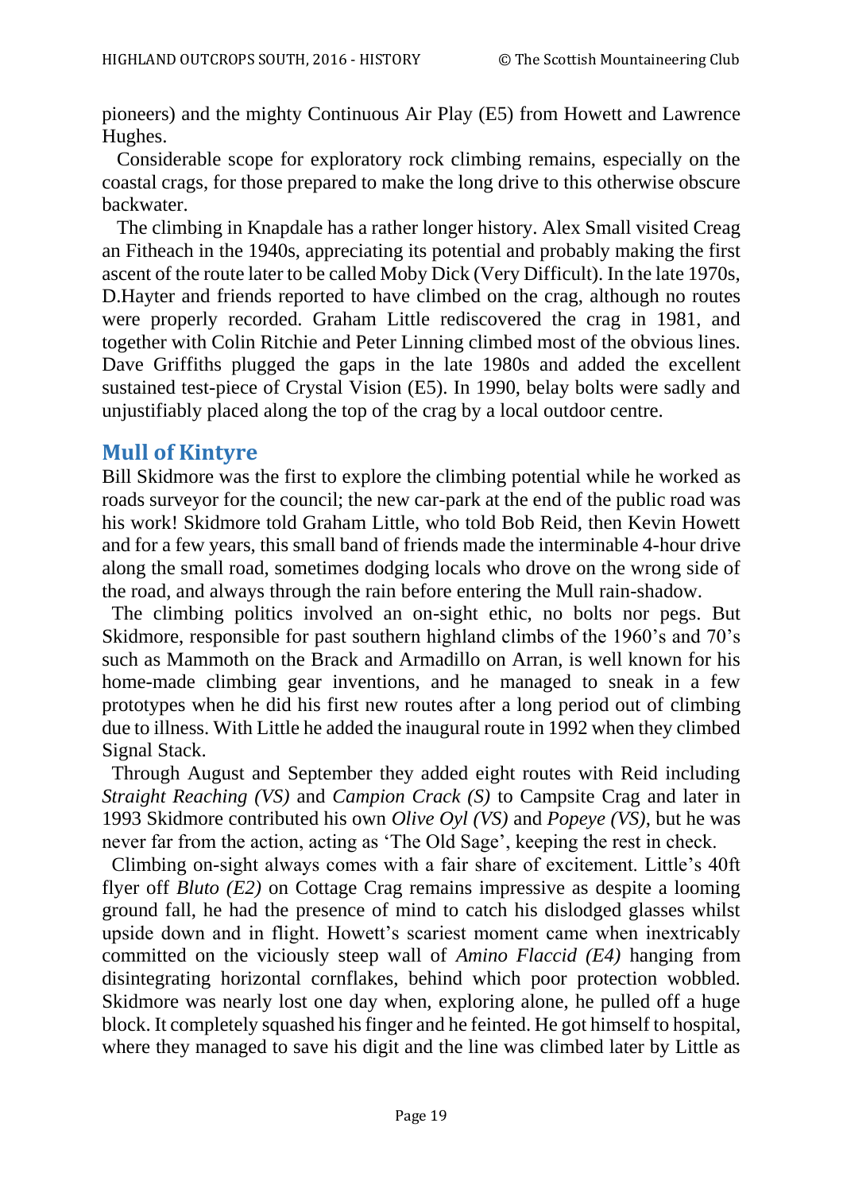pioneers) and the mighty Continuous Air Play (E5) from Howett and Lawrence Hughes.

Considerable scope for exploratory rock climbing remains, especially on the coastal crags, for those prepared to make the long drive to this otherwise obscure backwater.

The climbing in Knapdale has a rather longer history. Alex Small visited Creag an Fitheach in the 1940s, appreciating its potential and probably making the first ascent of the route later to be called Moby Dick (Very Difficult). In the late 1970s, D.Hayter and friends reported to have climbed on the crag, although no routes were properly recorded. Graham Little rediscovered the crag in 1981, and together with Colin Ritchie and Peter Linning climbed most of the obvious lines. Dave Griffiths plugged the gaps in the late 1980s and added the excellent sustained test-piece of Crystal Vision (E5). In 1990, belay bolts were sadly and unjustifiably placed along the top of the crag by a local outdoor centre.

## Mull of Kintyre

Bill Skidmore was the first to explore the climbing potential while he worked as roads surveyor for the council; the new car-park at the end of the public road was his work! Skidmore told Graham Little, who told Bob Reid, then Kevin Howett and for a few years, this small band of friends made the interminable 4-hour drive along the small road, sometimes dodging locals who drove on the wrong side of the road, and always through the rain before entering the Mull rain-shadow.

The climbing politics involved an on-sight ethic, no bolts nor pegs. But Skidmore, responsible for past southern highland climbs of the 1960's and 70's such as Mammoth on the Brack and Armadillo on Arran, is well known for his home-made climbing gear inventions, and he managed to sneak in a few prototypes when he did his first new routes after a long period out of climbing due to illness. With Little he added the inaugural route in 1992 when they climbed Signal Stack.

Through August and September they added eight routes with Reid including *Straight Reaching (VS)* and *Campion Crack (S)* to Campsite Crag and later in 1993 Skidmore contributed his own *Olive Oyl (VS)* and *Popeye (VS)*, but he was never far from the action, acting as 'The Old Sage', keeping the rest in check.

Climbing on-sight always comes with a fair share of excitement. Little's 40ft flyer off *Bluto (E2)* on Cottage Crag remains impressive as despite a looming ground fall, he had the presence of mind to catch his dislodged glasses whilst upside down and in flight. Howett's scariest moment came when inextricably committed on the viciously steep wall of *Amino Flaccid (E4)* hanging from disintegrating horizontal cornflakes, behind which poor protection wobbled. Skidmore was nearly lost one day when, exploring alone, he pulled off a huge block. It completely squashed his finger and he feinted. He got himself to hospital, where they managed to save his digit and the line was climbed later by Little as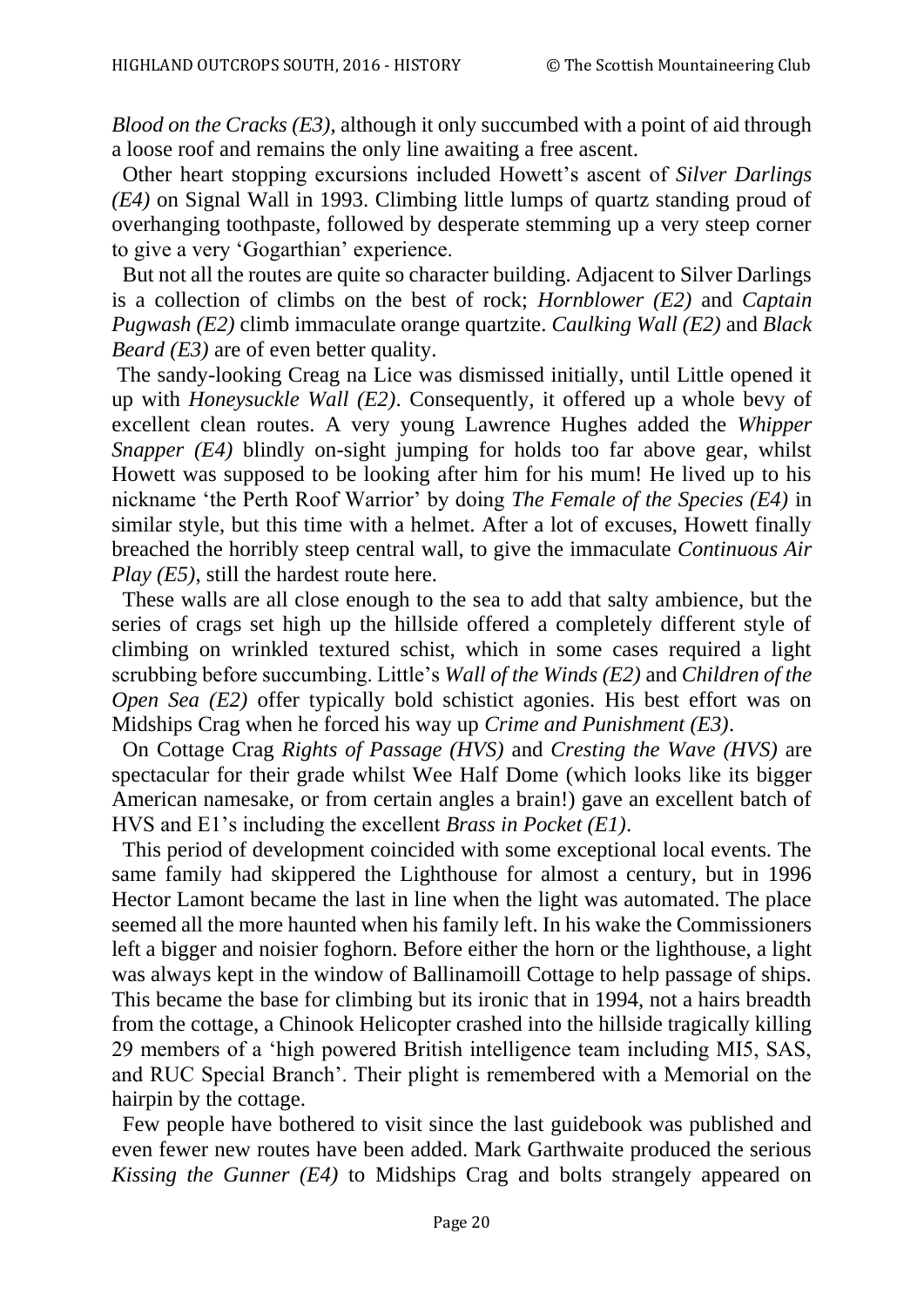*Blood on the Cracks (E3)*, although it only succumbed with a point of aid through a loose roof and remains the only line awaiting a free ascent.

Other heart stopping excursions included Howett's ascent of *Silver Darlings (E4)* on Signal Wall in 1993. Climbing little lumps of quartz standing proud of overhanging toothpaste, followed by desperate stemming up a very steep corner to give a very 'Gogarthian' experience.

But not all the routes are quite so character building. Adjacent to Silver Darlings is a collection of climbs on the best of rock; *Hornblower (E2)* and *Captain Pugwash (E2)* climb immaculate orange quartzite. *Caulking Wall (E2)* and *Black Beard (E3)* are of even better quality.

The sandy-looking Creag na Lice was dismissed initially, until Little opened it up with *Honeysuckle Wall (E2)*. Consequently, it offered up a whole bevy of excellent clean routes. A very young Lawrence Hughes added the *Whipper Snapper (E4)* blindly on-sight jumping for holds too far above gear, whilst Howett was supposed to be looking after him for his mum! He lived up to his nickname 'the Perth Roof Warrior' by doing *The Female of the Species (E4)* in similar style, but this time with a helmet. After a lot of excuses, Howett finally breached the horribly steep central wall, to give the immaculate *Continuous Air Play (E5)*, still the hardest route here.

These walls are all close enough to the sea to add that salty ambience, but the series of crags set high up the hillside offered a completely different style of climbing on wrinkled textured schist, which in some cases required a light scrubbing before succumbing. Little's *Wall of the Winds (E2)* and *Children of the Open Sea (E2)* offer typically bold schistict agonies. His best effort was on Midships Crag when he forced his way up *Crime and Punishment (E3)*.

On Cottage Crag *Rights of Passage (HVS)* and *Cresting the Wave (HVS)* are spectacular for their grade whilst Wee Half Dome (which looks like its bigger American namesake, or from certain angles a brain!) gave an excellent batch of HVS and E1's including the excellent *Brass in Pocket (E1)*.

This period of development coincided with some exceptional local events. The same family had skippered the Lighthouse for almost a century, but in 1996 Hector Lamont became the last in line when the light was automated. The place seemed all the more haunted when his family left. In his wake the Commissioners left a bigger and noisier foghorn. Before either the horn or the lighthouse, a light was always kept in the window of Ballinamoill Cottage to help passage of ships. This became the base for climbing but its ironic that in 1994, not a hairs breadth from the cottage, a Chinook Helicopter crashed into the hillside tragically killing 29 members of a 'high powered British intelligence team including MI5, SAS, and RUC Special Branch'. Their plight is remembered with a Memorial on the hairpin by the cottage.

Few people have bothered to visit since the last guidebook was published and even fewer new routes have been added. Mark Garthwaite produced the serious *Kissing the Gunner (E4)* to Midships Crag and bolts strangely appeared on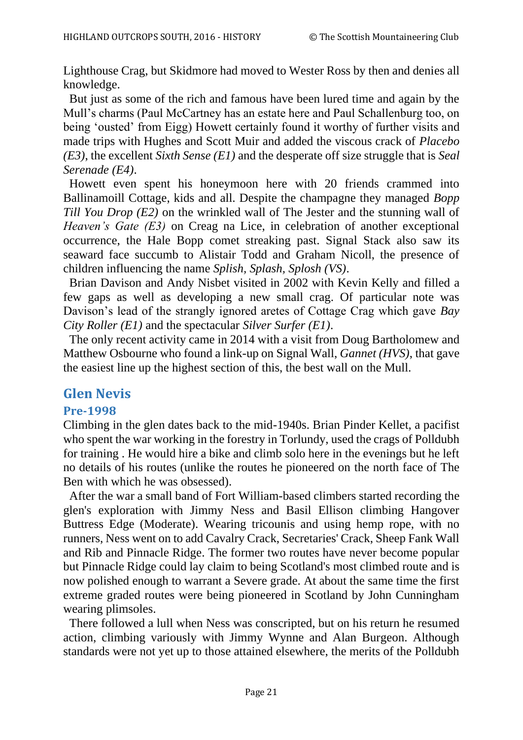Lighthouse Crag, but Skidmore had moved to Wester Ross by then and denies all knowledge.

But just as some of the rich and famous have been lured time and again by the Mull's charms (Paul McCartney has an estate here and Paul Schallenburg too, on being 'ousted' from Eigg) Howett certainly found it worthy of further visits and made trips with Hughes and Scott Muir and added the viscous crack of *Placebo (E3)*, the excellent *Sixth Sense (E1)* and the desperate off size struggle that is *Seal Serenade (E4)*.

Howett even spent his honeymoon here with 20 friends crammed into Ballinamoill Cottage, kids and all. Despite the champagne they managed *Bopp Till You Drop (E2)* on the wrinkled wall of The Jester and the stunning wall of *Heaven's Gate (E3)* on Creag na Lice, in celebration of another exceptional occurrence, the Hale Bopp comet streaking past. Signal Stack also saw its seaward face succumb to Alistair Todd and Graham Nicoll, the presence of children influencing the name *Splish, Splash, Splosh (VS)*.

Brian Davison and Andy Nisbet visited in 2002 with Kevin Kelly and filled a few gaps as well as developing a new small crag. Of particular note was Davison's lead of the strangly ignored aretes of Cottage Crag which gave *Bay City Roller (E1)* and the spectacular *Silver Surfer (E1)*.

The only recent activity came in 2014 with a visit from Doug Bartholomew and Matthew Osbourne who found a link-up on Signal Wall, *Gannet (HVS)*, that gave the easiest line up the highest section of this, the best wall on the Mull.

## Glen Nevis

### Pre-1998

Climbing in the glen dates back to the mid-1940s. Brian Pinder Kellet, a pacifist who spent the war working in the forestry in Torlundy, used the crags of Polldubh for training . He would hire a bike and climb solo here in the evenings but he left no details of his routes (unlike the routes he pioneered on the north face of The Ben with which he was obsessed).

After the war a small band of Fort William-based climbers started recording the glen's exploration with Jimmy Ness and Basil Ellison climbing Hangover Buttress Edge (Moderate). Wearing tricounis and using hemp rope, with no runners, Ness went on to add Cavalry Crack, Secretaries' Crack, Sheep Fank Wall and Rib and Pinnacle Ridge. The former two routes have never become popular but Pinnacle Ridge could lay claim to being Scotland's most climbed route and is now polished enough to warrant a Severe grade. At about the same time the first extreme graded routes were being pioneered in Scotland by John Cunningham wearing plimsoles.

There followed a lull when Ness was conscripted, but on his return he resumed action, climbing variously with Jimmy Wynne and Alan Burgeon. Although standards were not yet up to those attained elsewhere, the merits of the Polldubh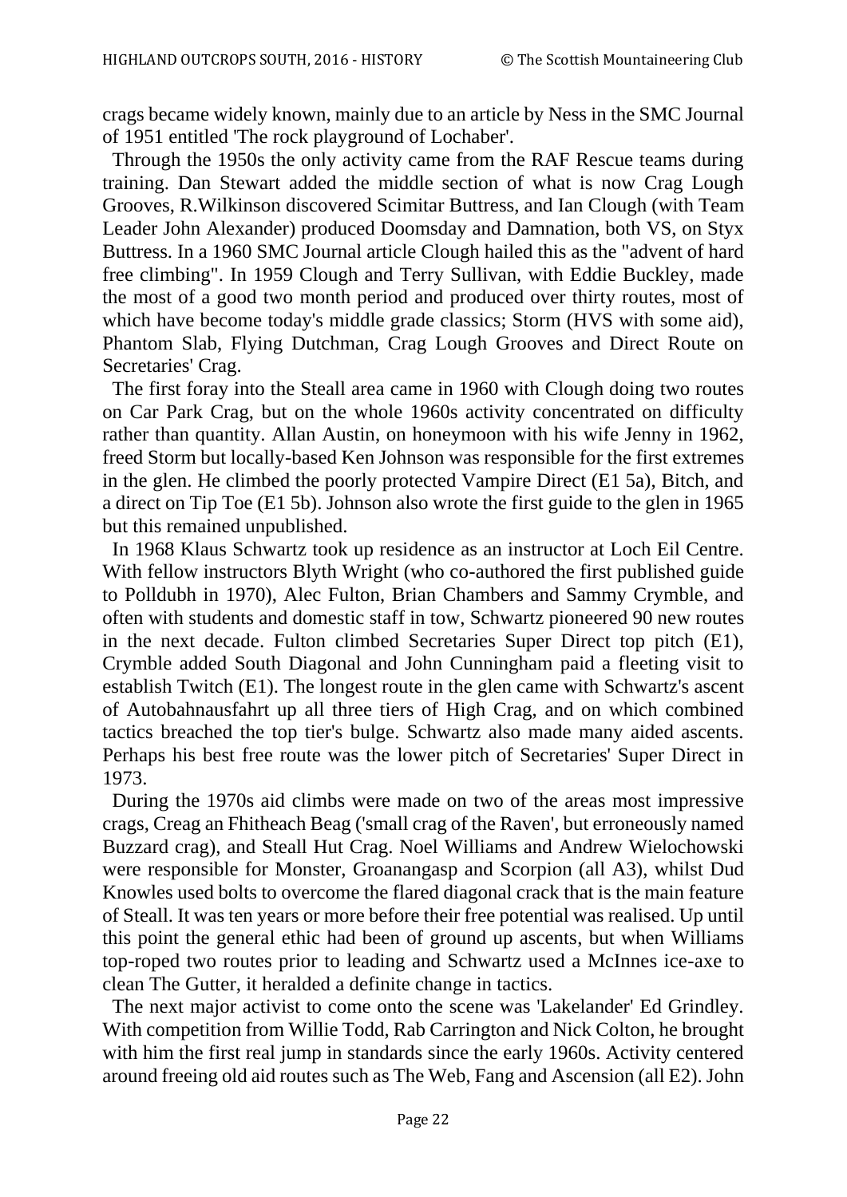crags became widely known, mainly due to an article by Ness in the SMC Journal of 1951 entitled 'The rock playground of Lochaber'.

Through the 1950s the only activity came from the RAF Rescue teams during training. Dan Stewart added the middle section of what is now Crag Lough Grooves, R.Wilkinson discovered Scimitar Buttress, and Ian Clough (with Team Leader John Alexander) produced Doomsday and Damnation, both VS, on Styx Buttress. In a 1960 SMC Journal article Clough hailed this as the "advent of hard free climbing". In 1959 Clough and Terry Sullivan, with Eddie Buckley, made the most of a good two month period and produced over thirty routes, most of which have become today's middle grade classics; Storm (HVS with some aid), Phantom Slab, Flying Dutchman, Crag Lough Grooves and Direct Route on Secretaries' Crag.

The first foray into the Steall area came in 1960 with Clough doing two routes on Car Park Crag, but on the whole 1960s activity concentrated on difficulty rather than quantity. Allan Austin, on honeymoon with his wife Jenny in 1962, freed Storm but locally-based Ken Johnson was responsible for the first extremes in the glen. He climbed the poorly protected Vampire Direct (E1 5a), Bitch, and a direct on Tip Toe (E1 5b). Johnson also wrote the first guide to the glen in 1965 but this remained unpublished.

In 1968 Klaus Schwartz took up residence as an instructor at Loch Eil Centre. With fellow instructors Blyth Wright (who co-authored the first published guide to Polldubh in 1970), Alec Fulton, Brian Chambers and Sammy Crymble, and often with students and domestic staff in tow, Schwartz pioneered 90 new routes in the next decade. Fulton climbed Secretaries Super Direct top pitch (E1), Crymble added South Diagonal and John Cunningham paid a fleeting visit to establish Twitch (E1). The longest route in the glen came with Schwartz's ascent of Autobahnausfahrt up all three tiers of High Crag, and on which combined tactics breached the top tier's bulge. Schwartz also made many aided ascents. Perhaps his best free route was the lower pitch of Secretaries' Super Direct in 1973.

During the 1970s aid climbs were made on two of the areas most impressive crags, Creag an Fhitheach Beag ('small crag of the Raven', but erroneously named Buzzard crag), and Steall Hut Crag. Noel Williams and Andrew Wielochowski were responsible for Monster, Groanangasp and Scorpion (all A3), whilst Dud Knowles used bolts to overcome the flared diagonal crack that is the main feature of Steall. It was ten years or more before their free potential was realised. Up until this point the general ethic had been of ground up ascents, but when Williams top-roped two routes prior to leading and Schwartz used a McInnes ice-axe to clean The Gutter, it heralded a definite change in tactics.

The next major activist to come onto the scene was 'Lakelander' Ed Grindley. With competition from Willie Todd, Rab Carrington and Nick Colton, he brought with him the first real jump in standards since the early 1960s. Activity centered around freeing old aid routes such as The Web, Fang and Ascension (all E2). John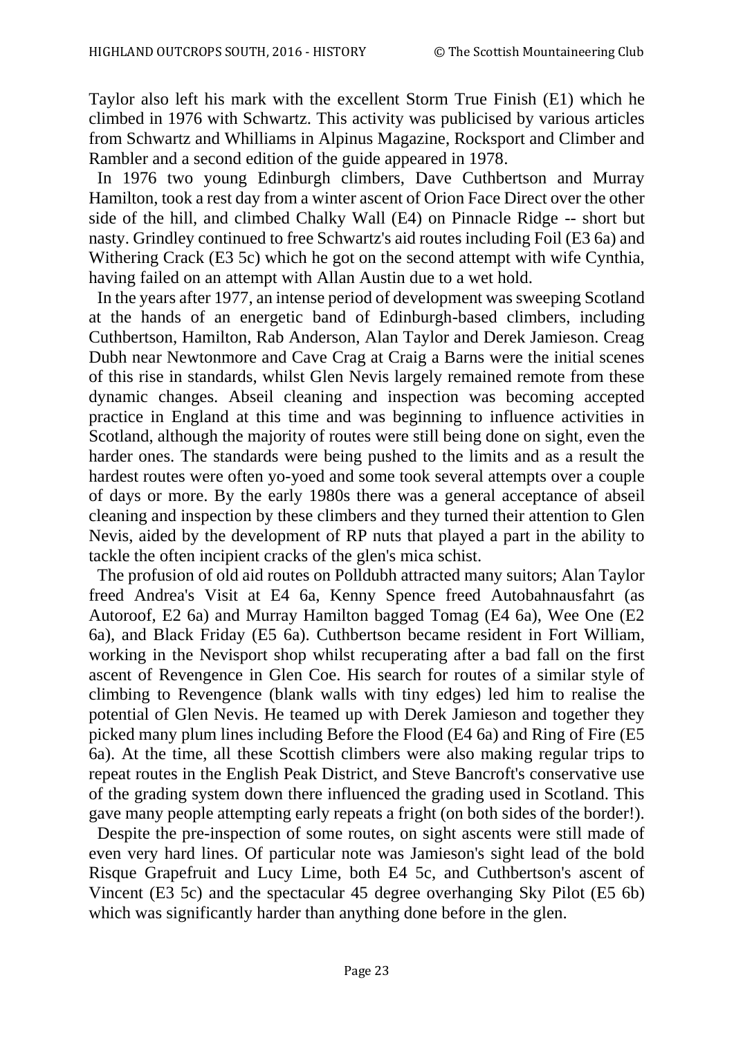Taylor also left his mark with the excellent Storm True Finish (E1) which he climbed in 1976 with Schwartz. This activity was publicised by various articles from Schwartz and Whilliams in Alpinus Magazine, Rocksport and Climber and Rambler and a second edition of the guide appeared in 1978.

In 1976 two young Edinburgh climbers, Dave Cuthbertson and Murray Hamilton, took a rest day from a winter ascent of Orion Face Direct over the other side of the hill, and climbed Chalky Wall (E4) on Pinnacle Ridge -- short but nasty. Grindley continued to free Schwartz's aid routes including Foil (E3 6a) and Withering Crack (E3 5c) which he got on the second attempt with wife Cynthia, having failed on an attempt with Allan Austin due to a wet hold.

In the years after 1977, an intense period of development was sweeping Scotland at the hands of an energetic band of Edinburgh-based climbers, including Cuthbertson, Hamilton, Rab Anderson, Alan Taylor and Derek Jamieson. Creag Dubh near Newtonmore and Cave Crag at Craig a Barns were the initial scenes of this rise in standards, whilst Glen Nevis largely remained remote from these dynamic changes. Abseil cleaning and inspection was becoming accepted practice in England at this time and was beginning to influence activities in Scotland, although the majority of routes were still being done on sight, even the harder ones. The standards were being pushed to the limits and as a result the hardest routes were often yo-yoed and some took several attempts over a couple of days or more. By the early 1980s there was a general acceptance of abseil cleaning and inspection by these climbers and they turned their attention to Glen Nevis, aided by the development of RP nuts that played a part in the ability to tackle the often incipient cracks of the glen's mica schist.

The profusion of old aid routes on Polldubh attracted many suitors; Alan Taylor freed Andrea's Visit at E4 6a, Kenny Spence freed Autobahnausfahrt (as Autoroof, E2 6a) and Murray Hamilton bagged Tomag (E4 6a), Wee One (E2 6a), and Black Friday (E5 6a). Cuthbertson became resident in Fort William, working in the Nevisport shop whilst recuperating after a bad fall on the first ascent of Revengence in Glen Coe. His search for routes of a similar style of climbing to Revengence (blank walls with tiny edges) led him to realise the potential of Glen Nevis. He teamed up with Derek Jamieson and together they picked many plum lines including Before the Flood (E4 6a) and Ring of Fire (E5 6a). At the time, all these Scottish climbers were also making regular trips to repeat routes in the English Peak District, and Steve Bancroft's conservative use of the grading system down there influenced the grading used in Scotland. This gave many people attempting early repeats a fright (on both sides of the border!).

Despite the pre-inspection of some routes, on sight ascents were still made of even very hard lines. Of particular note was Jamieson's sight lead of the bold Risque Grapefruit and Lucy Lime, both E4 5c, and Cuthbertson's ascent of Vincent (E3 5c) and the spectacular 45 degree overhanging Sky Pilot (E5 6b) which was significantly harder than anything done before in the glen.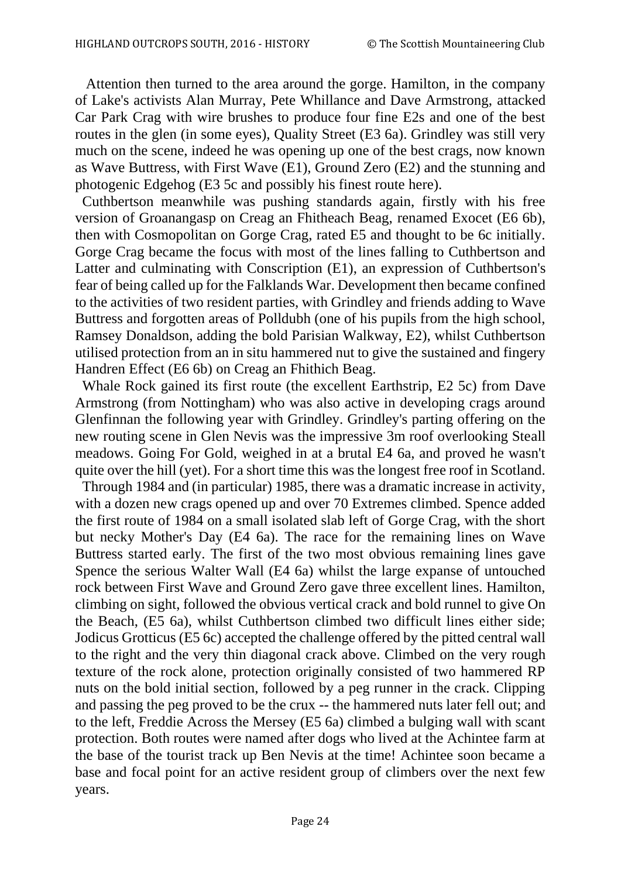Attention then turned to the area around the gorge. Hamilton, in the company of Lake's activists Alan Murray, Pete Whillance and Dave Armstrong, attacked Car Park Crag with wire brushes to produce four fine E2s and one of the best routes in the glen (in some eyes), Quality Street (E3 6a). Grindley was still very much on the scene, indeed he was opening up one of the best crags, now known as Wave Buttress, with First Wave (E1), Ground Zero (E2) and the stunning and photogenic Edgehog (E3 5c and possibly his finest route here).

Cuthbertson meanwhile was pushing standards again, firstly with his free version of Groanangasp on Creag an Fhitheach Beag, renamed Exocet (E6 6b), then with Cosmopolitan on Gorge Crag, rated E5 and thought to be 6c initially. Gorge Crag became the focus with most of the lines falling to Cuthbertson and Latter and culminating with Conscription (E1), an expression of Cuthbertson's fear of being called up for the Falklands War. Development then became confined to the activities of two resident parties, with Grindley and friends adding to Wave Buttress and forgotten areas of Polldubh (one of his pupils from the high school, Ramsey Donaldson, adding the bold Parisian Walkway, E2), whilst Cuthbertson utilised protection from an in situ hammered nut to give the sustained and fingery Handren Effect (E6 6b) on Creag an Fhithich Beag.

Whale Rock gained its first route (the excellent Earthstrip, E2 5c) from Dave Armstrong (from Nottingham) who was also active in developing crags around Glenfinnan the following year with Grindley. Grindley's parting offering on the new routing scene in Glen Nevis was the impressive 3m roof overlooking Steall meadows. Going For Gold, weighed in at a brutal E4 6a, and proved he wasn't quite over the hill (yet). For a short time this was the longest free roof in Scotland.

Through 1984 and (in particular) 1985, there was a dramatic increase in activity, with a dozen new crags opened up and over 70 Extremes climbed. Spence added the first route of 1984 on a small isolated slab left of Gorge Crag, with the short but necky Mother's Day (E4 6a). The race for the remaining lines on Wave Buttress started early. The first of the two most obvious remaining lines gave Spence the serious Walter Wall (E4 6a) whilst the large expanse of untouched rock between First Wave and Ground Zero gave three excellent lines. Hamilton, climbing on sight, followed the obvious vertical crack and bold runnel to give On the Beach, (E5 6a), whilst Cuthbertson climbed two difficult lines either side; Jodicus Grotticus (E5 6c) accepted the challenge offered by the pitted central wall to the right and the very thin diagonal crack above. Climbed on the very rough texture of the rock alone, protection originally consisted of two hammered RP nuts on the bold initial section, followed by a peg runner in the crack. Clipping and passing the peg proved to be the crux -- the hammered nuts later fell out; and to the left, Freddie Across the Mersey (E5 6a) climbed a bulging wall with scant protection. Both routes were named after dogs who lived at the Achintee farm at the base of the tourist track up Ben Nevis at the time! Achintee soon became a base and focal point for an active resident group of climbers over the next few years.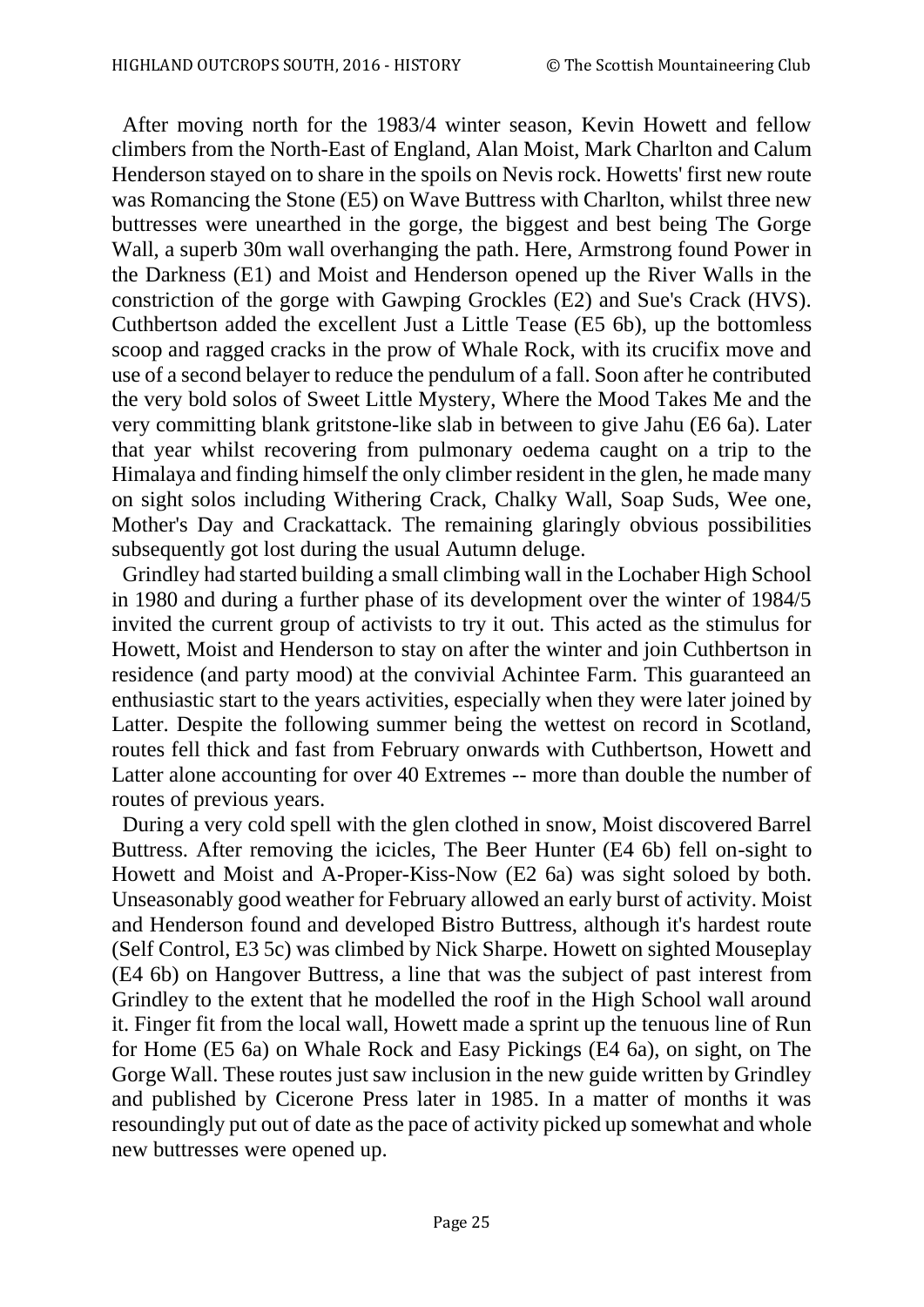After moving north for the 1983/4 winter season, Kevin Howett and fellow climbers from the North-East of England, Alan Moist, Mark Charlton and Calum Henderson stayed on to share in the spoils on Nevis rock. Howetts' first new route was Romancing the Stone (E5) on Wave Buttress with Charlton, whilst three new buttresses were unearthed in the gorge, the biggest and best being The Gorge Wall, a superb 30m wall overhanging the path. Here, Armstrong found Power in the Darkness (E1) and Moist and Henderson opened up the River Walls in the constriction of the gorge with Gawping Grockles (E2) and Sue's Crack (HVS). Cuthbertson added the excellent Just a Little Tease (E5 6b), up the bottomless scoop and ragged cracks in the prow of Whale Rock, with its crucifix move and use of a second belayer to reduce the pendulum of a fall. Soon after he contributed the very bold solos of Sweet Little Mystery, Where the Mood Takes Me and the very committing blank gritstone-like slab in between to give Jahu (E6 6a). Later that year whilst recovering from pulmonary oedema caught on a trip to the Himalaya and finding himself the only climber resident in the glen, he made many on sight solos including Withering Crack, Chalky Wall, Soap Suds, Wee one, Mother's Day and Crackattack. The remaining glaringly obvious possibilities subsequently got lost during the usual Autumn deluge.

Grindley had started building a small climbing wall in the Lochaber High School in 1980 and during a further phase of its development over the winter of 1984/5 invited the current group of activists to try it out. This acted as the stimulus for Howett, Moist and Henderson to stay on after the winter and join Cuthbertson in residence (and party mood) at the convivial Achintee Farm. This guaranteed an enthusiastic start to the years activities, especially when they were later joined by Latter. Despite the following summer being the wettest on record in Scotland, routes fell thick and fast from February onwards with Cuthbertson, Howett and Latter alone accounting for over 40 Extremes -- more than double the number of routes of previous years.

During a very cold spell with the glen clothed in snow, Moist discovered Barrel Buttress. After removing the icicles, The Beer Hunter (E4 6b) fell on-sight to Howett and Moist and A-Proper-Kiss-Now (E2 6a) was sight soloed by both. Unseasonably good weather for February allowed an early burst of activity. Moist and Henderson found and developed Bistro Buttress, although it's hardest route (Self Control, E3 5c) was climbed by Nick Sharpe. Howett on sighted Mouseplay (E4 6b) on Hangover Buttress, a line that was the subject of past interest from Grindley to the extent that he modelled the roof in the High School wall around it. Finger fit from the local wall, Howett made a sprint up the tenuous line of Run for Home (E5 6a) on Whale Rock and Easy Pickings (E4 6a), on sight, on The Gorge Wall. These routes just saw inclusion in the new guide written by Grindley and published by Cicerone Press later in 1985. In a matter of months it was resoundingly put out of date as the pace of activity picked up somewhat and whole new buttresses were opened up.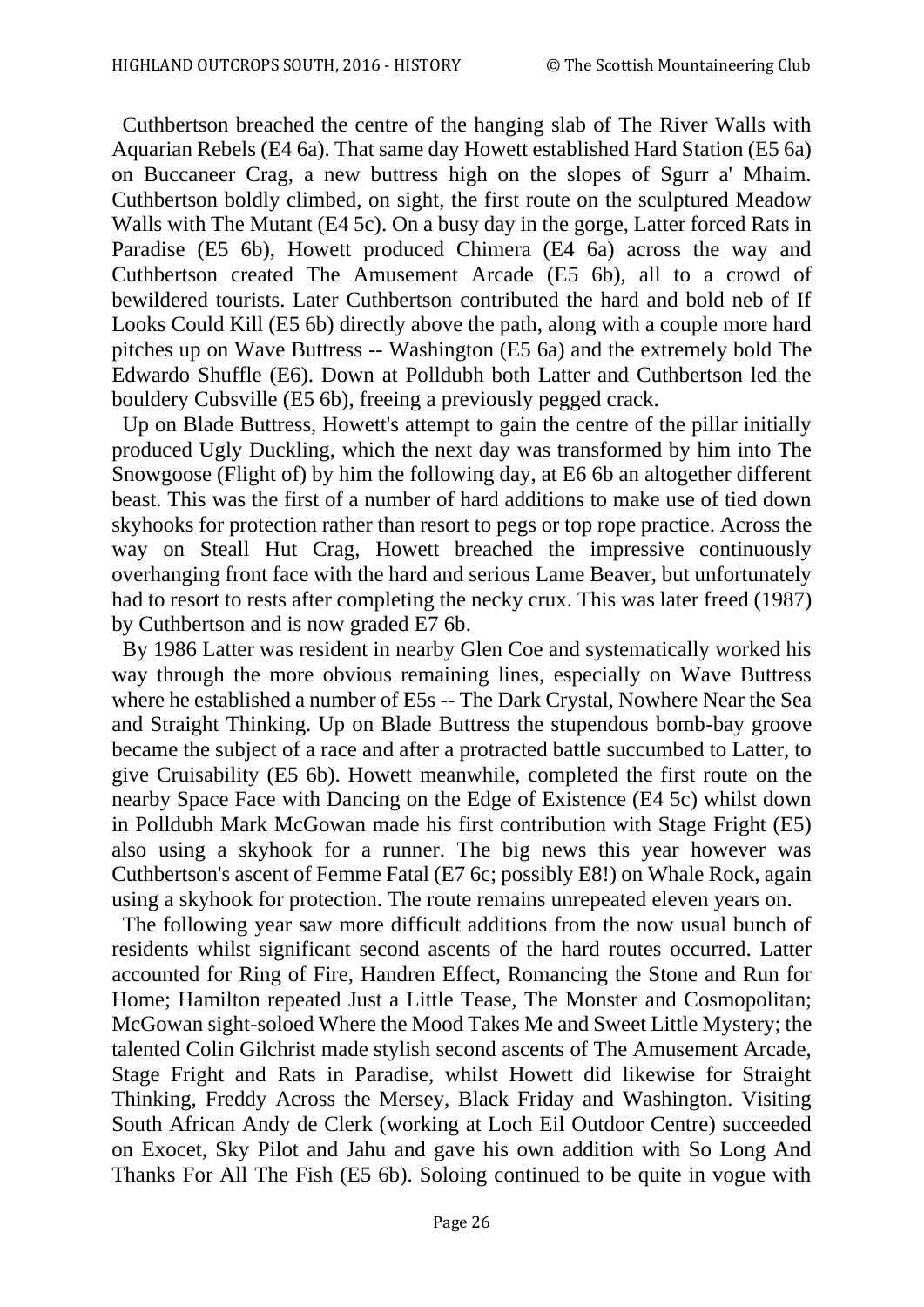Cuthbertson breached the centre of the hanging slab of The River Walls with Aquarian Rebels (E4 6a). That same day Howett established Hard Station (E5 6a) on Buccaneer Crag, a new buttress high on the slopes of Sgurr a' Mhaim. Cuthbertson boldly climbed, on sight, the first route on the sculptured Meadow Walls with The Mutant (E4 5c). On a busy day in the gorge, Latter forced Rats in Paradise (E5 6b), Howett produced Chimera (E4 6a) across the way and Cuthbertson created The Amusement Arcade (E5 6b), all to a crowd of bewildered tourists. Later Cuthbertson contributed the hard and bold neb of If Looks Could Kill (E5 6b) directly above the path, along with a couple more hard pitches up on Wave Buttress -- Washington (E5 6a) and the extremely bold The Edwardo Shuffle (E6). Down at Polldubh both Latter and Cuthbertson led the bouldery Cubsville (E5 6b), freeing a previously pegged crack.

Up on Blade Buttress, Howett's attempt to gain the centre of the pillar initially produced Ugly Duckling, which the next day was transformed by him into The Snowgoose (Flight of) by him the following day, at E6 6b an altogether different beast. This was the first of a number of hard additions to make use of tied down skyhooks for protection rather than resort to pegs or top rope practice. Across the way on Steall Hut Crag, Howett breached the impressive continuously overhanging front face with the hard and serious Lame Beaver, but unfortunately had to resort to rests after completing the necky crux. This was later freed (1987) by Cuthbertson and is now graded E7 6b.

By 1986 Latter was resident in nearby Glen Coe and systematically worked his way through the more obvious remaining lines, especially on Wave Buttress where he established a number of E5s -- The Dark Crystal, Nowhere Near the Sea and Straight Thinking. Up on Blade Buttress the stupendous bomb-bay groove became the subject of a race and after a protracted battle succumbed to Latter, to give Cruisability (E5 6b). Howett meanwhile, completed the first route on the nearby Space Face with Dancing on the Edge of Existence (E4 5c) whilst down in Polldubh Mark McGowan made his first contribution with Stage Fright (E5) also using a skyhook for a runner. The big news this year however was Cuthbertson's ascent of Femme Fatal (E7 6c; possibly E8!) on Whale Rock, again using a skyhook for protection. The route remains unrepeated eleven years on.

The following year saw more difficult additions from the now usual bunch of residents whilst significant second ascents of the hard routes occurred. Latter accounted for Ring of Fire, Handren Effect, Romancing the Stone and Run for Home; Hamilton repeated Just a Little Tease, The Monster and Cosmopolitan; McGowan sight-soloed Where the Mood Takes Me and Sweet Little Mystery; the talented Colin Gilchrist made stylish second ascents of The Amusement Arcade, Stage Fright and Rats in Paradise, whilst Howett did likewise for Straight Thinking, Freddy Across the Mersey, Black Friday and Washington. Visiting South African Andy de Clerk (working at Loch Eil Outdoor Centre) succeeded on Exocet, Sky Pilot and Jahu and gave his own addition with So Long And Thanks For All The Fish (E5 6b). Soloing continued to be quite in vogue with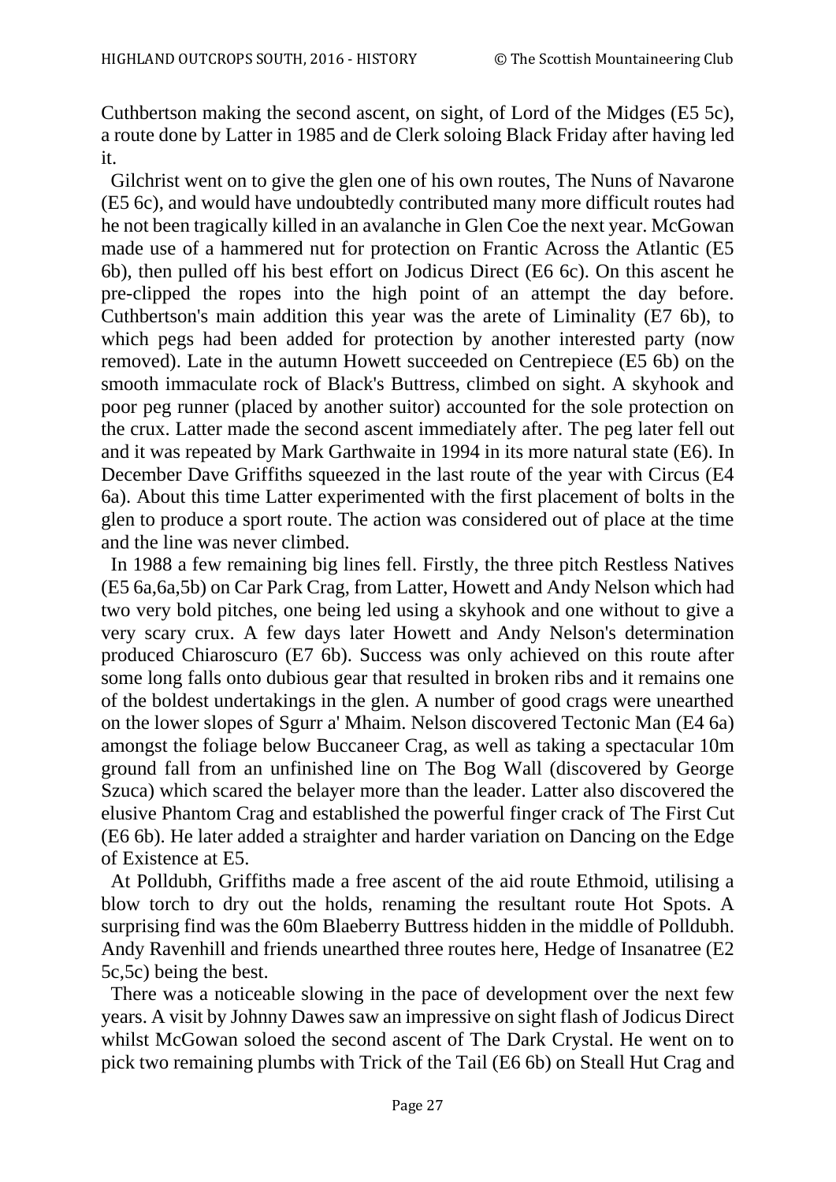Cuthbertson making the second ascent, on sight, of Lord of the Midges (E5 5c), a route done by Latter in 1985 and de Clerk soloing Black Friday after having led it.

Gilchrist went on to give the glen one of his own routes, The Nuns of Navarone (E5 6c), and would have undoubtedly contributed many more difficult routes had he not been tragically killed in an avalanche in Glen Coe the next year. McGowan made use of a hammered nut for protection on Frantic Across the Atlantic (E5 6b), then pulled off his best effort on Jodicus Direct (E6 6c). On this ascent he pre-clipped the ropes into the high point of an attempt the day before. Cuthbertson's main addition this year was the arete of Liminality (E7 6b), to which pegs had been added for protection by another interested party (now removed). Late in the autumn Howett succeeded on Centrepiece (E5 6b) on the smooth immaculate rock of Black's Buttress, climbed on sight. A skyhook and poor peg runner (placed by another suitor) accounted for the sole protection on the crux. Latter made the second ascent immediately after. The peg later fell out and it was repeated by Mark Garthwaite in 1994 in its more natural state (E6). In December Dave Griffiths squeezed in the last route of the year with Circus (E4 6a). About this time Latter experimented with the first placement of bolts in the glen to produce a sport route. The action was considered out of place at the time and the line was never climbed.

In 1988 a few remaining big lines fell. Firstly, the three pitch Restless Natives (E5 6a,6a,5b) on Car Park Crag, from Latter, Howett and Andy Nelson which had two very bold pitches, one being led using a skyhook and one without to give a very scary crux. A few days later Howett and Andy Nelson's determination produced Chiaroscuro (E7 6b). Success was only achieved on this route after some long falls onto dubious gear that resulted in broken ribs and it remains one of the boldest undertakings in the glen. A number of good crags were unearthed on the lower slopes of Sgurr a' Mhaim. Nelson discovered Tectonic Man (E4 6a) amongst the foliage below Buccaneer Crag, as well as taking a spectacular 10m ground fall from an unfinished line on The Bog Wall (discovered by George Szuca) which scared the belayer more than the leader. Latter also discovered the elusive Phantom Crag and established the powerful finger crack of The First Cut (E6 6b). He later added a straighter and harder variation on Dancing on the Edge of Existence at E5.

At Polldubh, Griffiths made a free ascent of the aid route Ethmoid, utilising a blow torch to dry out the holds, renaming the resultant route Hot Spots. A surprising find was the 60m Blaeberry Buttress hidden in the middle of Polldubh. Andy Ravenhill and friends unearthed three routes here, Hedge of Insanatree (E2 5c,5c) being the best.

There was a noticeable slowing in the pace of development over the next few years. A visit by Johnny Dawes saw an impressive on sight flash of Jodicus Direct whilst McGowan soloed the second ascent of The Dark Crystal. He went on to pick two remaining plumbs with Trick of the Tail (E6 6b) on Steall Hut Crag and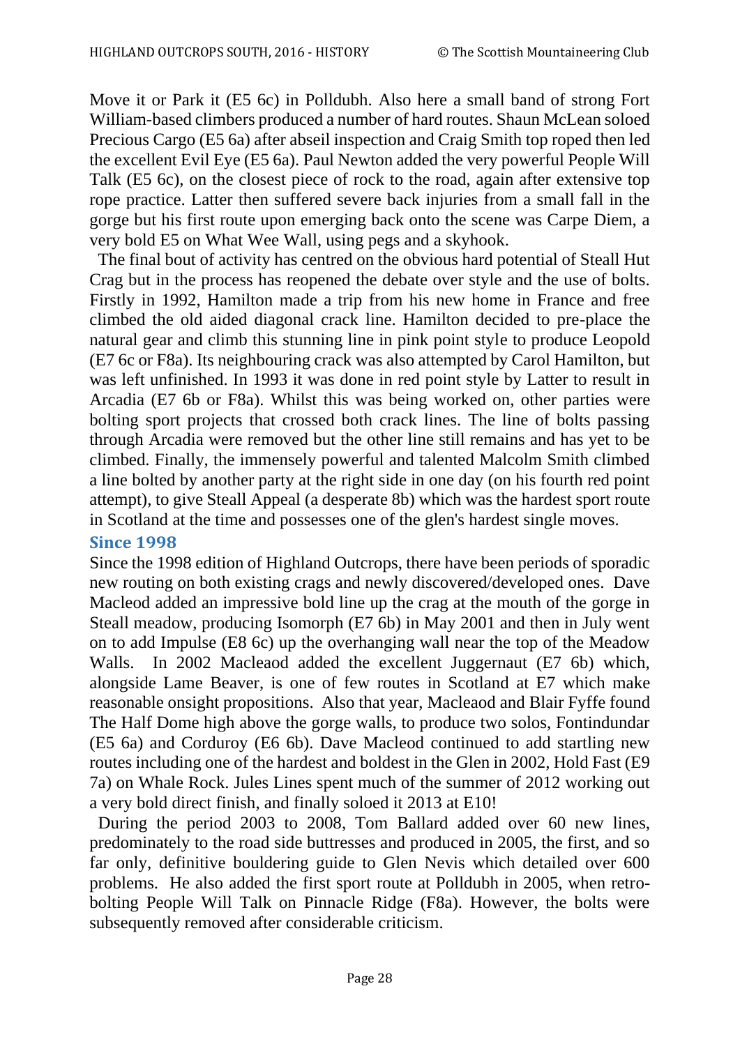Move it or Park it (E5 6c) in Polldubh. Also here a small band of strong Fort William-based climbers produced a number of hard routes. Shaun McLean soloed Precious Cargo (E5 6a) after abseil inspection and Craig Smith top roped then led the excellent Evil Eye (E5 6a). Paul Newton added the very powerful People Will Talk (E5 6c), on the closest piece of rock to the road, again after extensive top rope practice. Latter then suffered severe back injuries from a small fall in the gorge but his first route upon emerging back onto the scene was Carpe Diem, a very bold E5 on What Wee Wall, using pegs and a skyhook.

The final bout of activity has centred on the obvious hard potential of Steall Hut Crag but in the process has reopened the debate over style and the use of bolts. Firstly in 1992, Hamilton made a trip from his new home in France and free climbed the old aided diagonal crack line. Hamilton decided to pre-place the natural gear and climb this stunning line in pink point style to produce Leopold (E7 6c or F8a). Its neighbouring crack was also attempted by Carol Hamilton, but was left unfinished. In 1993 it was done in red point style by Latter to result in Arcadia (E7 6b or F8a). Whilst this was being worked on, other parties were bolting sport projects that crossed both crack lines. The line of bolts passing through Arcadia were removed but the other line still remains and has yet to be climbed. Finally, the immensely powerful and talented Malcolm Smith climbed a line bolted by another party at the right side in one day (on his fourth red point attempt), to give Steall Appeal (a desperate 8b) which was the hardest sport route in Scotland at the time and possesses one of the glen's hardest single moves.

## Since 1998

Since the 1998 edition of Highland Outcrops, there have been periods of sporadic new routing on both existing crags and newly discovered/developed ones. Dave Macleod added an impressive bold line up the crag at the mouth of the gorge in Steall meadow, producing Isomorph (E7 6b) in May 2001 and then in July went on to add Impulse (E8 6c) up the overhanging wall near the top of the Meadow Walls. In 2002 Macleaod added the excellent Juggernaut (E7 6b) which, alongside Lame Beaver, is one of few routes in Scotland at E7 which make reasonable onsight propositions. Also that year, Macleaod and Blair Fyffe found The Half Dome high above the gorge walls, to produce two solos, Fontindundar (E5 6a) and Corduroy (E6 6b). Dave Macleod continued to add startling new routes including one of the hardest and boldest in the Glen in 2002, Hold Fast (E9 7a) on Whale Rock. Jules Lines spent much of the summer of 2012 working out a very bold direct finish, and finally soloed it 2013 at E10!

During the period 2003 to 2008, Tom Ballard added over 60 new lines, predominately to the road side buttresses and produced in 2005, the first, and so far only, definitive bouldering guide to Glen Nevis which detailed over 600 problems. He also added the first sport route at Polldubh in 2005, when retro-bolting People Will Talk on Pinnacle Ridge (F8a). However, the bolts were subsequently removed after considerable criticism.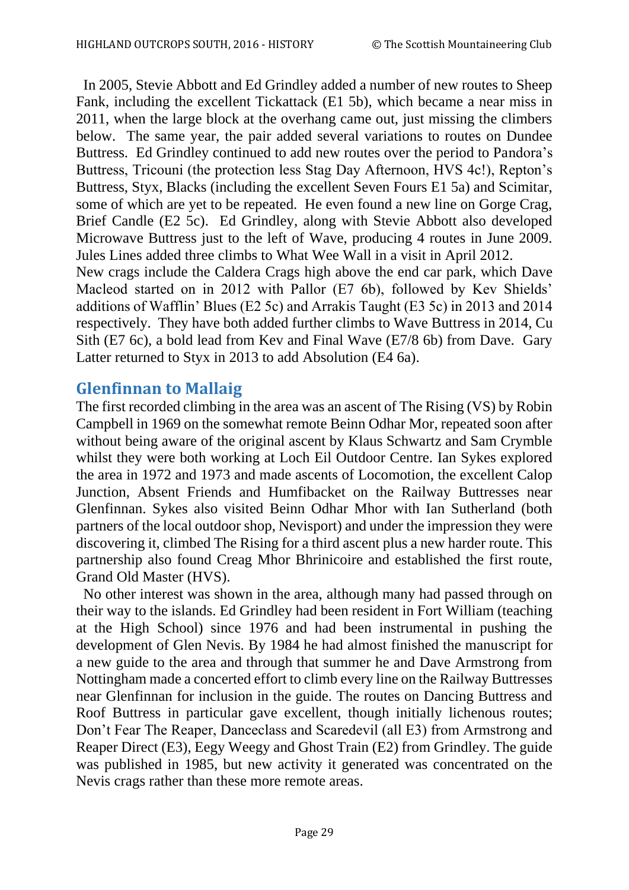In 2005, Stevie Abbott and Ed Grindley added a number of new routes to Sheep Fank, including the excellent Tickattack (E1 5b), which became a near miss in 2011, when the large block at the overhang came out, just missing the climbers below. The same year, the pair added several variations to routes on Dundee Buttress. Ed Grindley continued to add new routes over the period to Pandora's Buttress, Tricouni (the protection less Stag Day Afternoon, HVS 4c!), Repton's Buttress, Styx, Blacks (including the excellent Seven Fours E1 5a) and Scimitar, some of which are yet to be repeated. He even found a new line on Gorge Crag, Brief Candle (E2 5c). Ed Grindley, along with Stevie Abbott also developed Microwave Buttress just to the left of Wave, producing 4 routes in June 2009. Jules Lines added three climbs to What Wee Wall in a visit in April 2012.

New crags include the Caldera Crags high above the end car park, which Dave Macleod started on in 2012 with Pallor (E7 6b), followed by Kev Shields' additions of Wafflin' Blues (E2 5c) and Arrakis Taught (E3 5c) in 2013 and 2014 respectively. They have both added further climbs to Wave Buttress in 2014, Cu Sith (E7 6c), a bold lead from Kev and Final Wave (E7/8 6b) from Dave. Gary Latter returned to Styx in 2013 to add Absolution (E4 6a).

## Glenfinnan to Mallaig

The first recorded climbing in the area was an ascent of The Rising (VS) by Robin Campbell in 1969 on the somewhat remote Beinn Odhar Mor, repeated soon after without being aware of the original ascent by Klaus Schwartz and Sam Crymble whilst they were both working at Loch Eil Outdoor Centre. Ian Sykes explored the area in 1972 and 1973 and made ascents of Locomotion, the excellent Calop Junction, Absent Friends and Humfibacket on the Railway Buttresses near Glenfinnan. Sykes also visited Beinn Odhar Mhor with Ian Sutherland (both partners of the local outdoor shop, Nevisport) and under the impression they were discovering it, climbed The Rising for a third ascent plus a new harder route. This partnership also found Creag Mhor Bhrinicoire and established the first route, Grand Old Master (HVS).

No other interest was shown in the area, although many had passed through on their way to the islands. Ed Grindley had been resident in Fort William (teaching at the High School) since 1976 and had been instrumental in pushing the development of Glen Nevis. By 1984 he had almost finished the manuscript for a new guide to the area and through that summer he and Dave Armstrong from Nottingham made a concerted effort to climb every line on the Railway Buttresses near Glenfinnan for inclusion in the guide. The routes on Dancing Buttress and Roof Buttress in particular gave excellent, though initially lichenous routes; Don't Fear The Reaper, Danceclass and Scaredevil (all E3) from Armstrong and Reaper Direct (E3), Eegy Weegy and Ghost Train (E2) from Grindley. The guide was published in 1985, but new activity it generated was concentrated on the Nevis crags rather than these more remote areas.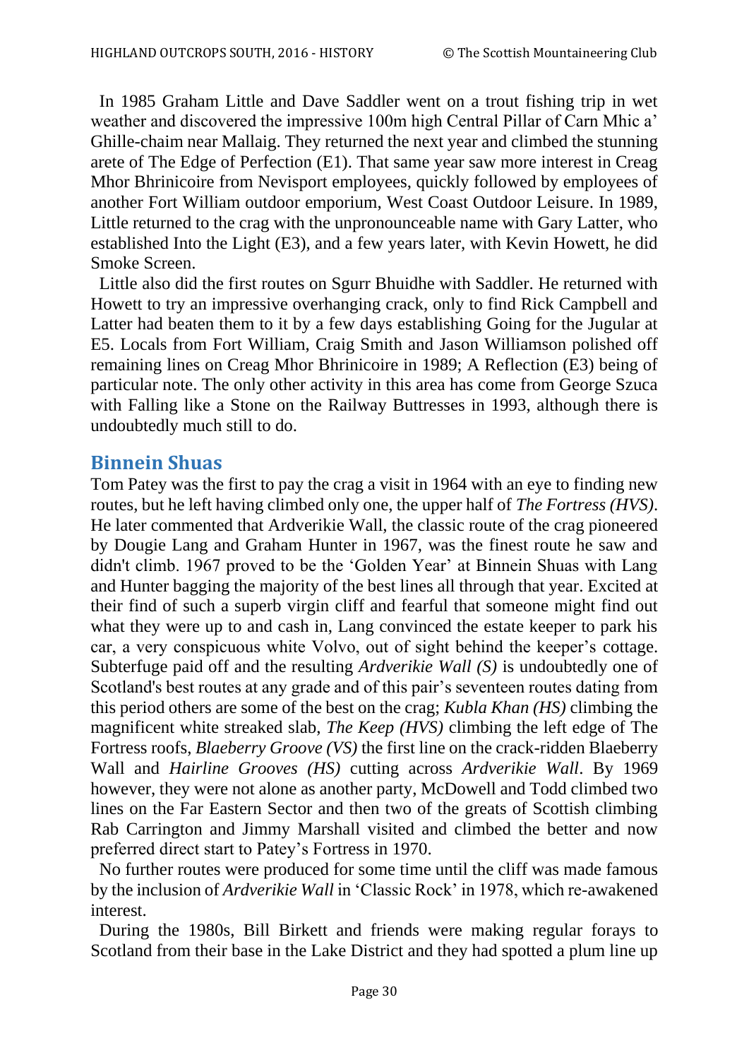In 1985 Graham Little and Dave Saddler went on a trout fishing trip in wet weather and discovered the impressive 100m high Central Pillar of Carn Mhic a' Ghille-chaim near Mallaig. They returned the next year and climbed the stunning arete of The Edge of Perfection (E1). That same year saw more interest in Creag Mhor Bhrinicoire from Nevisport employees, quickly followed by employees of another Fort William outdoor emporium, West Coast Outdoor Leisure. In 1989, Little returned to the crag with the unpronounceable name with Gary Latter, who established Into the Light (E3), and a few years later, with Kevin Howett, he did Smoke Screen.

Little also did the first routes on Sgurr Bhuidhe with Saddler. He returned with Howett to try an impressive overhanging crack, only to find Rick Campbell and Latter had beaten them to it by a few days establishing Going for the Jugular at E5. Locals from Fort William, Craig Smith and Jason Williamson polished off remaining lines on Creag Mhor Bhrinicoire in 1989; A Reflection (E3) being of particular note. The only other activity in this area has come from George Szuca with Falling like a Stone on the Railway Buttresses in 1993, although there is undoubtedly much still to do.

## Binnein Shuas

Tom Patey was the first to pay the crag a visit in 1964 with an eye to finding new routes, but he left having climbed only one, the upper half of *The Fortress (HVS)*. He later commented that Ardverikie Wall, the classic route of the crag pioneered by Dougie Lang and Graham Hunter in 1967, was the finest route he saw and didn't climb. 1967 proved to be the 'Golden Year' at Binnein Shuas with Lang and Hunter bagging the majority of the best lines all through that year. Excited at their find of such a superb virgin cliff and fearful that someone might find out what they were up to and cash in, Lang convinced the estate keeper to park his car, a very conspicuous white Volvo, out of sight behind the keeper's cottage. Subterfuge paid off and the resulting *Ardverikie Wall (S)* is undoubtedly one of Scotland's best routes at any grade and of this pair's seventeen routes dating from this period others are some of the best on the crag; *Kubla Khan (HS)* climbing the magnificent white streaked slab, *The Keep (HVS)* climbing the left edge of The Fortress roofs, *Blaeberry Groove (VS)* the first line on the crack-ridden Blaeberry Wall and *Hairline Grooves (HS)* cutting across *Ardverikie Wall*. By 1969 however, they were not alone as another party, McDowell and Todd climbed two lines on the Far Eastern Sector and then two of the greats of Scottish climbing Rab Carrington and Jimmy Marshall visited and climbed the better and now preferred direct start to Patey's Fortress in 1970.

No further routes were produced for some time until the cliff was made famous by the inclusion of *Ardverikie Wall* in 'Classic Rock' in 1978, which re-awakened interest.

During the 1980s, Bill Birkett and friends were making regular forays to Scotland from their base in the Lake District and they had spotted a plum line up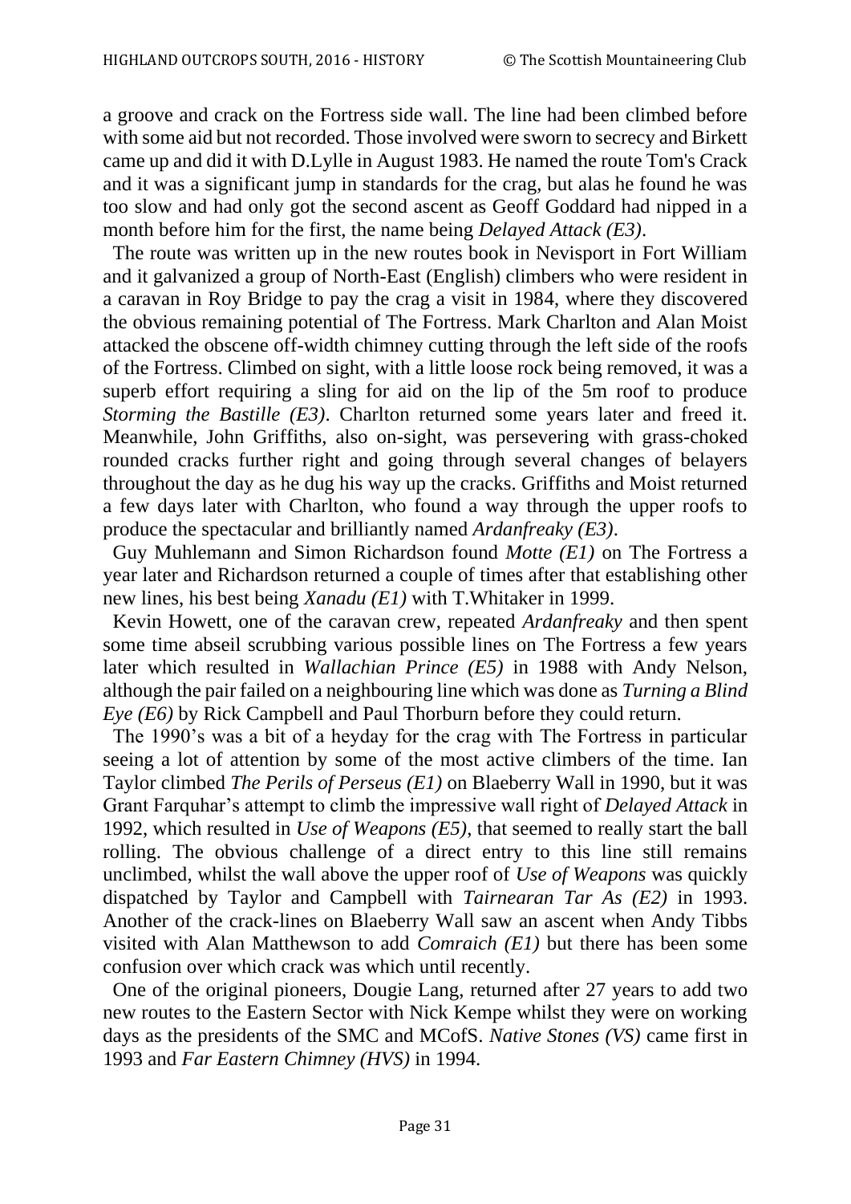a groove and crack on the Fortress side wall. The line had been climbed before with some aid but not recorded. Those involved were sworn to secrecy and Birkett came up and did it with D.Lylle in August 1983. He named the route Tom's Crack and it was a significant jump in standards for the crag, but alas he found he was too slow and had only got the second ascent as Geoff Goddard had nipped in a month before him for the first, the name being *Delayed Attack (E3)*.

The route was written up in the new routes book in Nevisport in Fort William and it galvanized a group of North-East (English) climbers who were resident in a caravan in Roy Bridge to pay the crag a visit in 1984, where they discovered the obvious remaining potential of The Fortress. Mark Charlton and Alan Moist attacked the obscene off-width chimney cutting through the left side of the roofs of the Fortress. Climbed on sight, with a little loose rock being removed, it was a superb effort requiring a sling for aid on the lip of the 5m roof to produce *Storming the Bastille (E3)*. Charlton returned some years later and freed it. Meanwhile, John Griffiths, also on-sight, was persevering with grass-choked rounded cracks further right and going through several changes of belayers throughout the day as he dug his way up the cracks. Griffiths and Moist returned a few days later with Charlton, who found a way through the upper roofs to produce the spectacular and brilliantly named *Ardanfreaky (E3)*.

Guy Muhlemann and Simon Richardson found *Motte (E1)* on The Fortress a year later and Richardson returned a couple of times after that establishing other new lines, his best being *Xanadu (E1)* with T.Whitaker in 1999.

Kevin Howett, one of the caravan crew, repeated *Ardanfreaky* and then spent some time abseil scrubbing various possible lines on The Fortress a few years later which resulted in *Wallachian Prince (E5)* in 1988 with Andy Nelson, although the pair failed on a neighbouring line which was done as *Turning a Blind Eye (E6)* by Rick Campbell and Paul Thorburn before they could return.

The 1990's was a bit of a heyday for the crag with The Fortress in particular seeing a lot of attention by some of the most active climbers of the time. Ian Taylor climbed *The Perils of Perseus (E1)* on Blaeberry Wall in 1990, but it was Grant Farquhar's attempt to climb the impressive wall right of *Delayed Attack* in 1992, which resulted in *Use of Weapons (E5)*, that seemed to really start the ball rolling. The obvious challenge of a direct entry to this line still remains unclimbed, whilst the wall above the upper roof of *Use of Weapons* was quickly dispatched by Taylor and Campbell with *Tairnearan Tar As (E2)* in 1993. Another of the crack-lines on Blaeberry Wall saw an ascent when Andy Tibbs visited with Alan Matthewson to add *Comraich (E1)* but there has been some confusion over which crack was which until recently.

One of the original pioneers, Dougie Lang, returned after 27 years to add two new routes to the Eastern Sector with Nick Kempe whilst they were on working days as the presidents of the SMC and MCofS. *Native Stones (VS)* came first in 1993 and *Far Eastern Chimney (HVS)* in 1994.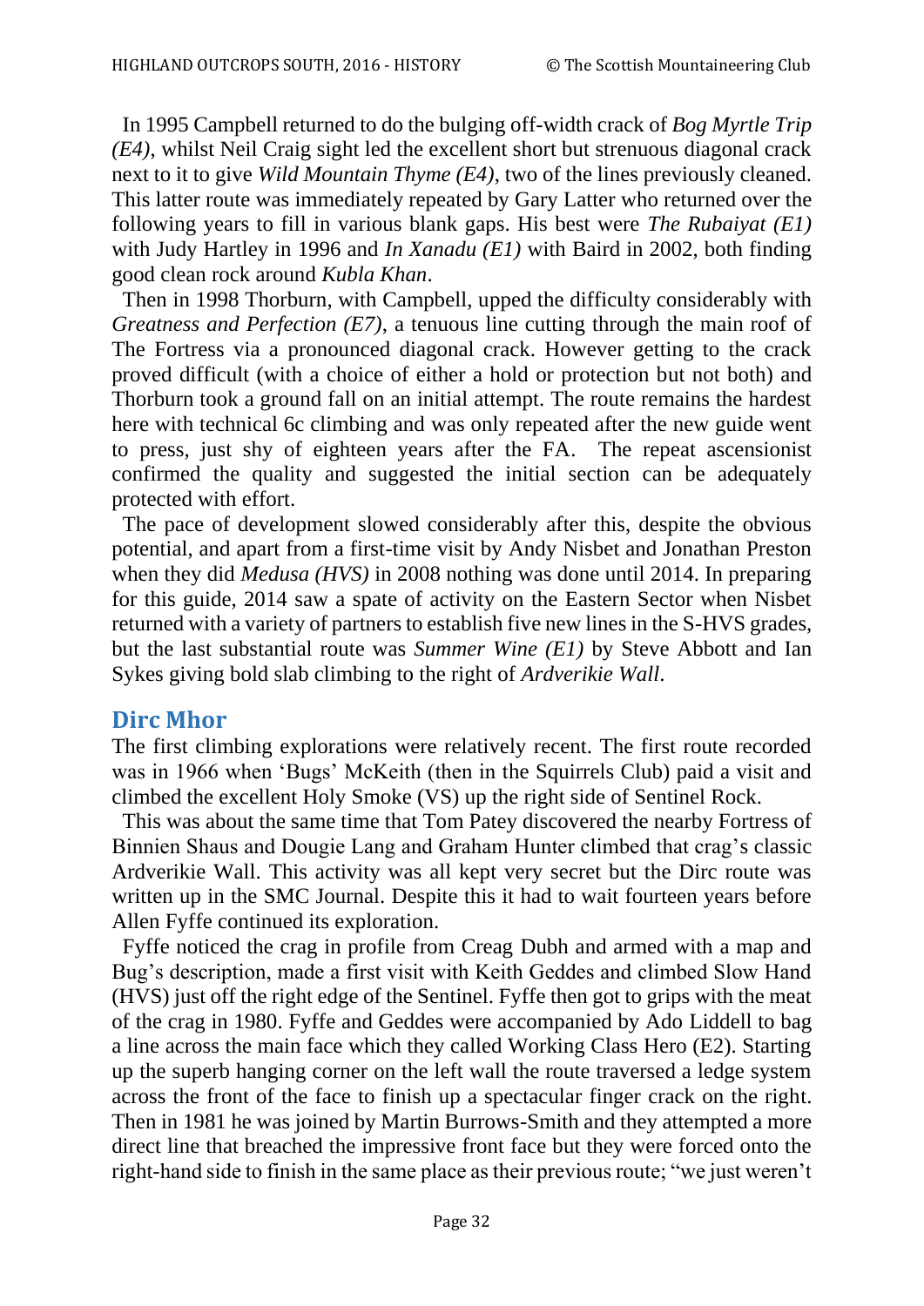In 1995 Campbell returned to do the bulging off-width crack of *Bog Myrtle Trip (E4)*, whilst Neil Craig sight led the excellent short but strenuous diagonal crack next to it to give *Wild Mountain Thyme (E4)*, two of the lines previously cleaned. This latter route was immediately repeated by Gary Latter who returned over the following years to fill in various blank gaps. His best were *The Rubaiyat (E1)* with Judy Hartley in 1996 and *In Xanadu (E1)* with Baird in 2002, both finding good clean rock around *Kubla Khan*.

Then in 1998 Thorburn, with Campbell, upped the difficulty considerably with *Greatness and Perfection (E7)*, a tenuous line cutting through the main roof of The Fortress via a pronounced diagonal crack. However getting to the crack proved difficult (with a choice of either a hold or protection but not both) and Thorburn took a ground fall on an initial attempt. The route remains the hardest here with technical 6c climbing and was only repeated after the new guide went to press, just shy of eighteen years after the FA. The repeat ascensionist confirmed the quality and suggested the initial section can be adequately protected with effort.

The pace of development slowed considerably after this, despite the obvious potential, and apart from a first-time visit by Andy Nisbet and Jonathan Preston when they did *Medusa (HVS)* in 2008 nothing was done until 2014. In preparing for this guide, 2014 saw a spate of activity on the Eastern Sector when Nisbet returned with a variety of partners to establish five new lines in the S-HVS grades, but the last substantial route was *Summer Wine (E1)* by Steve Abbott and Ian Sykes giving bold slab climbing to the right of *Ardverikie Wall*.

## Dirc Mhor

The first climbing explorations were relatively recent. The first route recorded was in 1966 when 'Bugs' McKeith (then in the Squirrels Club) paid a visit and climbed the excellent Holy Smoke (VS) up the right side of Sentinel Rock.

This was about the same time that Tom Patey discovered the nearby Fortress of Binnien Shaus and Dougie Lang and Graham Hunter climbed that crag's classic Ardverikie Wall. This activity was all kept very secret but the Dirc route was written up in the SMC Journal. Despite this it had to wait fourteen years before Allen Fyffe continued its exploration.

Fyffe noticed the crag in profile from Creag Dubh and armed with a map and Bug's description, made a first visit with Keith Geddes and climbed Slow Hand (HVS) just off the right edge of the Sentinel. Fyffe then got to grips with the meat of the crag in 1980. Fyffe and Geddes were accompanied by Ado Liddell to bag a line across the main face which they called Working Class Hero (E2). Starting up the superb hanging corner on the left wall the route traversed a ledge system across the front of the face to finish up a spectacular finger crack on the right. Then in 1981 he was joined by Martin Burrows-Smith and they attempted a more direct line that breached the impressive front face but they were forced onto the right-hand side to finish in the same place as their previous route; "we just weren't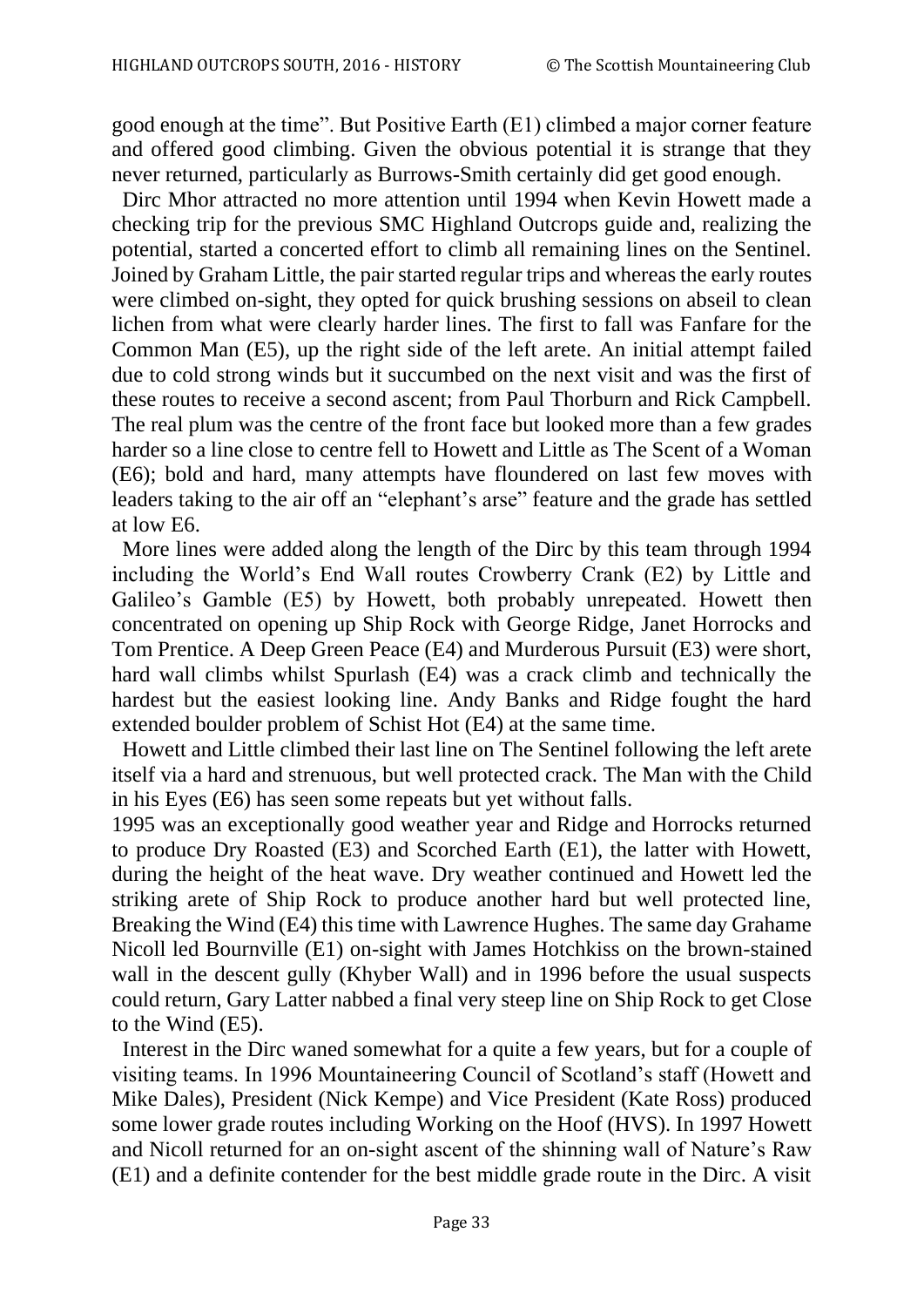good enough at the time". But Positive Earth (E1) climbed a major corner feature and offered good climbing. Given the obvious potential it is strange that they never returned, particularly as Burrows-Smith certainly did get good enough.

Dirc Mhor attracted no more attention until 1994 when Kevin Howett made a checking trip for the previous SMC Highland Outcrops guide and, realizing the potential, started a concerted effort to climb all remaining lines on the Sentinel. Joined by Graham Little, the pair started regular trips and whereas the early routes were climbed on-sight, they opted for quick brushing sessions on abseil to clean lichen from what were clearly harder lines. The first to fall was Fanfare for the Common Man (E5), up the right side of the left arete. An initial attempt failed due to cold strong winds but it succumbed on the next visit and was the first of these routes to receive a second ascent; from Paul Thorburn and Rick Campbell. The real plum was the centre of the front face but looked more than a few grades harder so a line close to centre fell to Howett and Little as The Scent of a Woman (E6); bold and hard, many attempts have floundered on last few moves with leaders taking to the air off an "elephant's arse" feature and the grade has settled at low E6.

More lines were added along the length of the Dirc by this team through 1994 including the World's End Wall routes Crowberry Crank (E2) by Little and Galileo's Gamble (E5) by Howett, both probably unrepeated. Howett then concentrated on opening up Ship Rock with George Ridge, Janet Horrocks and Tom Prentice. A Deep Green Peace (E4) and Murderous Pursuit (E3) were short, hard wall climbs whilst Spurlash (E4) was a crack climb and technically the hardest but the easiest looking line. Andy Banks and Ridge fought the hard extended boulder problem of Schist Hot (E4) at the same time.

Howett and Little climbed their last line on The Sentinel following the left arete itself via a hard and strenuous, but well protected crack. The Man with the Child in his Eyes (E6) has seen some repeats but yet without falls.

1995 was an exceptionally good weather year and Ridge and Horrocks returned to produce Dry Roasted (E3) and Scorched Earth (E1), the latter with Howett, during the height of the heat wave. Dry weather continued and Howett led the striking arete of Ship Rock to produce another hard but well protected line, Breaking the Wind (E4) this time with Lawrence Hughes. The same day Grahame Nicoll led Bournville (E1) on-sight with James Hotchkiss on the brown-stained wall in the descent gully (Khyber Wall) and in 1996 before the usual suspects could return, Gary Latter nabbed a final very steep line on Ship Rock to get Close to the Wind (E5).

Interest in the Dirc waned somewhat for a quite a few years, but for a couple of visiting teams. In 1996 Mountaineering Council of Scotland's staff (Howett and Mike Dales), President (Nick Kempe) and Vice President (Kate Ross) produced some lower grade routes including Working on the Hoof (HVS). In 1997 Howett and Nicoll returned for an on-sight ascent of the shinning wall of Nature's Raw (E1) and a definite contender for the best middle grade route in the Dirc. A visit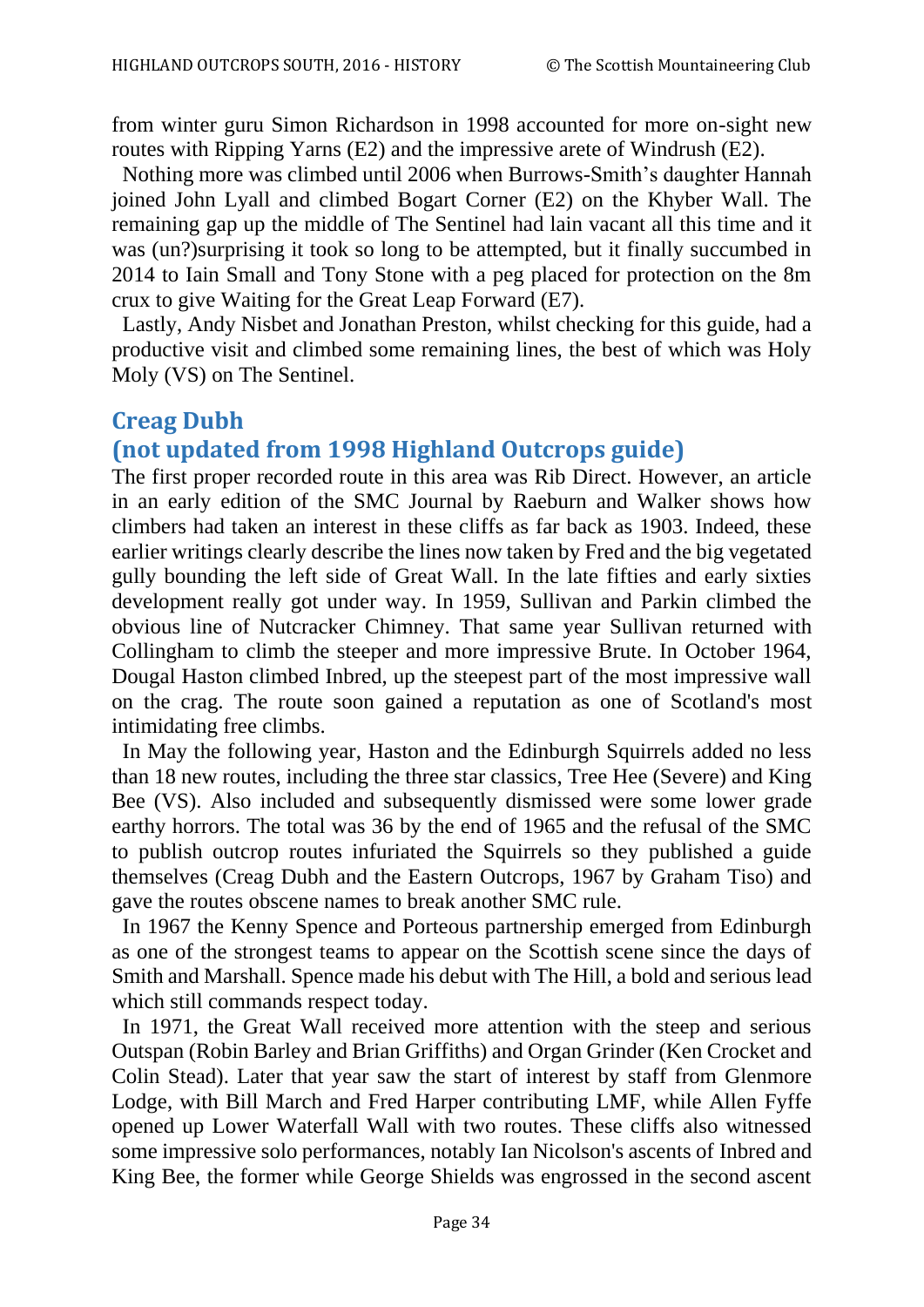from winter guru Simon Richardson in 1998 accounted for more on-sight new routes with Ripping Yarns (E2) and the impressive arete of Windrush (E2).

Nothing more was climbed until 2006 when Burrows-Smith's daughter Hannah joined John Lyall and climbed Bogart Corner (E2) on the Khyber Wall. The remaining gap up the middle of The Sentinel had lain vacant all this time and it was (un?)surprising it took so long to be attempted, but it finally succumbed in 2014 to Iain Small and Tony Stone with a peg placed for protection on the 8m crux to give Waiting for the Great Leap Forward (E7).

Lastly, Andy Nisbet and Jonathan Preston, whilst checking for this guide, had a productive visit and climbed some remaining lines, the best of which was Holy Moly (VS) on The Sentinel.

## Creag Dubh
## (not updated from 1998 Highland Outcrops guide)

The first proper recorded route in this area was Rib Direct. However, an article in an early edition of the SMC Journal by Raeburn and Walker shows how climbers had taken an interest in these cliffs as far back as 1903. Indeed, these earlier writings clearly describe the lines now taken by Fred and the big vegetated gully bounding the left side of Great Wall. In the late fifties and early sixties development really got under way. In 1959, Sullivan and Parkin climbed the obvious line of Nutcracker Chimney. That same year Sullivan returned with Collingham to climb the steeper and more impressive Brute. In October 1964, Dougal Haston climbed Inbred, up the steepest part of the most impressive wall on the crag. The route soon gained a reputation as one of Scotland's most intimidating free climbs.

In May the following year, Haston and the Edinburgh Squirrels added no less than 18 new routes, including the three star classics, Tree Hee (Severe) and King Bee (VS). Also included and subsequently dismissed were some lower grade earthy horrors. The total was 36 by the end of 1965 and the refusal of the SMC to publish outcrop routes infuriated the Squirrels so they published a guide themselves (Creag Dubh and the Eastern Outcrops, 1967 by Graham Tiso) and gave the routes obscene names to break another SMC rule.

In 1967 the Kenny Spence and Porteous partnership emerged from Edinburgh as one of the strongest teams to appear on the Scottish scene since the days of Smith and Marshall. Spence made his debut with The Hill, a bold and serious lead which still commands respect today.

In 1971, the Great Wall received more attention with the steep and serious Outspan (Robin Barley and Brian Griffiths) and Organ Grinder (Ken Crocket and Colin Stead). Later that year saw the start of interest by staff from Glenmore Lodge, with Bill March and Fred Harper contributing LMF, while Allen Fyffe opened up Lower Waterfall Wall with two routes. These cliffs also witnessed some impressive solo performances, notably Ian Nicolson's ascents of Inbred and King Bee, the former while George Shields was engrossed in the second ascent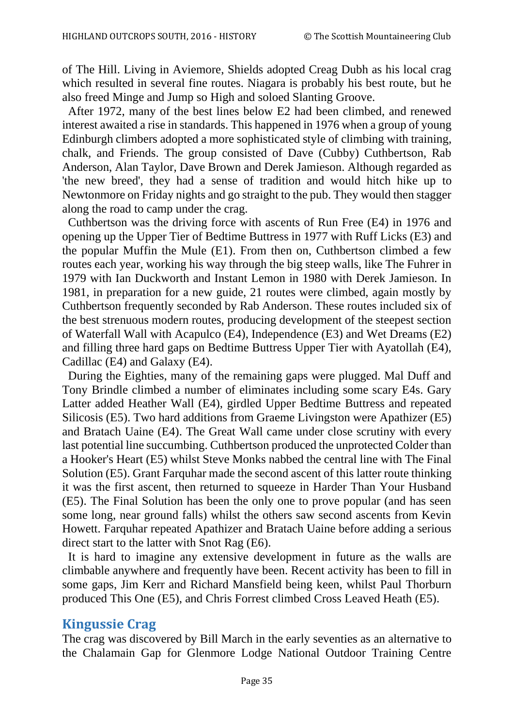of The Hill. Living in Aviemore, Shields adopted Creag Dubh as his local crag which resulted in several fine routes. Niagara is probably his best route, but he also freed Minge and Jump so High and soloed Slanting Groove.

After 1972, many of the best lines below E2 had been climbed, and renewed interest awaited a rise in standards. This happened in 1976 when a group of young Edinburgh climbers adopted a more sophisticated style of climbing with training, chalk, and Friends. The group consisted of Dave (Cubby) Cuthbertson, Rab Anderson, Alan Taylor, Dave Brown and Derek Jamieson. Although regarded as 'the new breed', they had a sense of tradition and would hitch hike up to Newtonmore on Friday nights and go straight to the pub. They would then stagger along the road to camp under the crag.

Cuthbertson was the driving force with ascents of Run Free (E4) in 1976 and opening up the Upper Tier of Bedtime Buttress in 1977 with Ruff Licks (E3) and the popular Muffin the Mule (E1). From then on, Cuthbertson climbed a few routes each year, working his way through the big steep walls, like The Fuhrer in 1979 with Ian Duckworth and Instant Lemon in 1980 with Derek Jamieson. In 1981, in preparation for a new guide, 21 routes were climbed, again mostly by Cuthbertson frequently seconded by Rab Anderson. These routes included six of the best strenuous modern routes, producing development of the steepest section of Waterfall Wall with Acapulco (E4), Independence (E3) and Wet Dreams (E2) and filling three hard gaps on Bedtime Buttress Upper Tier with Ayatollah (E4), Cadillac (E4) and Galaxy (E4).

During the Eighties, many of the remaining gaps were plugged. Mal Duff and Tony Brindle climbed a number of eliminates including some scary E4s. Gary Latter added Heather Wall (E4), girdled Upper Bedtime Buttress and repeated Silicosis (E5). Two hard additions from Graeme Livingston were Apathizer (E5) and Bratach Uaine (E4). The Great Wall came under close scrutiny with every last potential line succumbing. Cuthbertson produced the unprotected Colder than a Hooker's Heart (E5) whilst Steve Monks nabbed the central line with The Final Solution (E5). Grant Farquhar made the second ascent of this latter route thinking it was the first ascent, then returned to squeeze in Harder Than Your Husband (E5). The Final Solution has been the only one to prove popular (and has seen some long, near ground falls) whilst the others saw second ascents from Kevin Howett. Farquhar repeated Apathizer and Bratach Uaine before adding a serious direct start to the latter with Snot Rag (E6).

It is hard to imagine any extensive development in future as the walls are climbable anywhere and frequently have been. Recent activity has been to fill in some gaps, Jim Kerr and Richard Mansfield being keen, whilst Paul Thorburn produced This One (E5), and Chris Forrest climbed Cross Leaved Heath (E5).

## Kingussie Crag

The crag was discovered by Bill March in the early seventies as an alternative to the Chalamain Gap for Glenmore Lodge National Outdoor Training Centre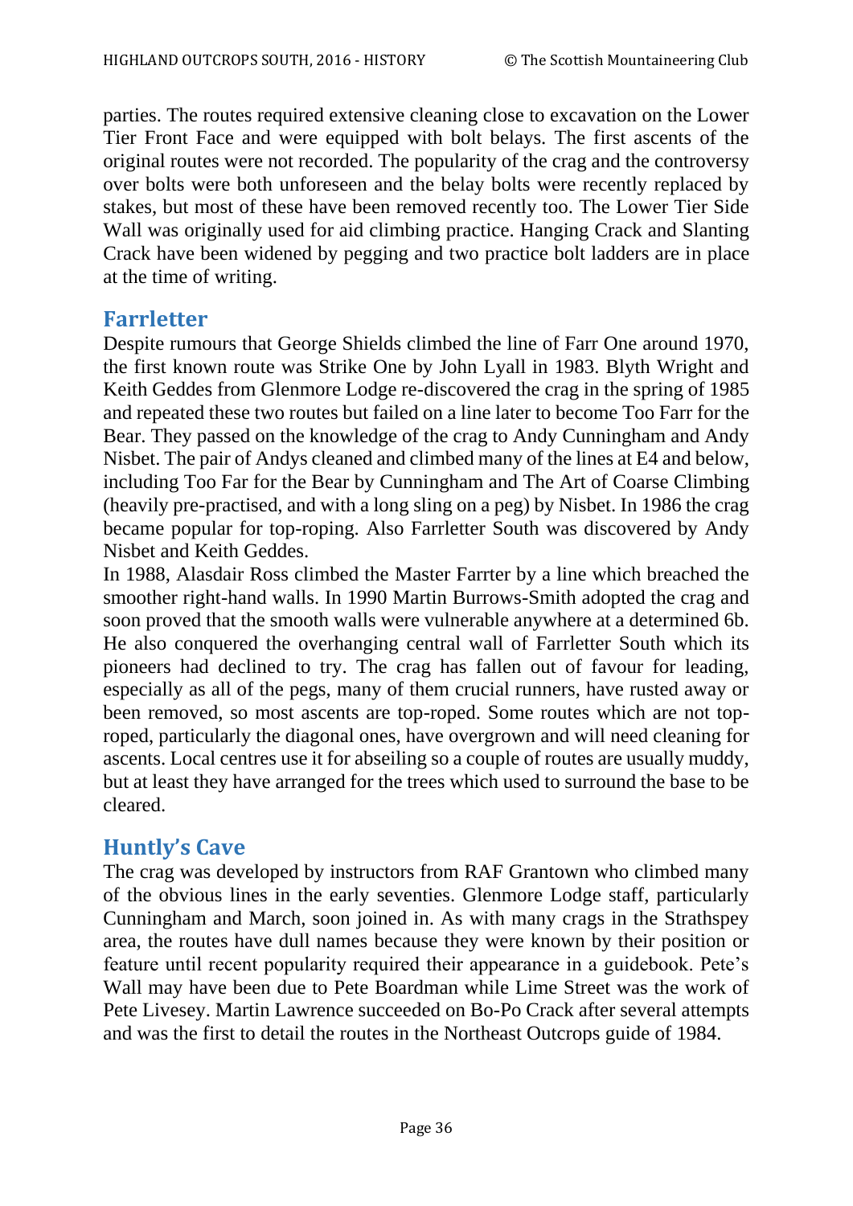parties. The routes required extensive cleaning close to excavation on the Lower Tier Front Face and were equipped with bolt belays. The first ascents of the original routes were not recorded. The popularity of the crag and the controversy over bolts were both unforeseen and the belay bolts were recently replaced by stakes, but most of these have been removed recently too. The Lower Tier Side Wall was originally used for aid climbing practice. Hanging Crack and Slanting Crack have been widened by pegging and two practice bolt ladders are in place at the time of writing.

## Farrletter

Despite rumours that George Shields climbed the line of Farr One around 1970, the first known route was Strike One by John Lyall in 1983. Blyth Wright and Keith Geddes from Glenmore Lodge re-discovered the crag in the spring of 1985 and repeated these two routes but failed on a line later to become Too Farr for the Bear. They passed on the knowledge of the crag to Andy Cunningham and Andy Nisbet. The pair of Andys cleaned and climbed many of the lines at E4 and below, including Too Far for the Bear by Cunningham and The Art of Coarse Climbing (heavily pre-practised, and with a long sling on a peg) by Nisbet. In 1986 the crag became popular for top-roping. Also Farrletter South was discovered by Andy Nisbet and Keith Geddes.

In 1988, Alasdair Ross climbed the Master Farrter by a line which breached the smoother right-hand walls. In 1990 Martin Burrows-Smith adopted the crag and soon proved that the smooth walls were vulnerable anywhere at a determined 6b. He also conquered the overhanging central wall of Farrletter South which its pioneers had declined to try. The crag has fallen out of favour for leading, especially as all of the pegs, many of them crucial runners, have rusted away or been removed, so most ascents are top-roped. Some routes which are not top-roped, particularly the diagonal ones, have overgrown and will need cleaning for ascents. Local centres use it for abseiling so a couple of routes are usually muddy, but at least they have arranged for the trees which used to surround the base to be cleared.

## Huntly's Cave

The crag was developed by instructors from RAF Grantown who climbed many of the obvious lines in the early seventies. Glenmore Lodge staff, particularly Cunningham and March, soon joined in. As with many crags in the Strathspey area, the routes have dull names because they were known by their position or feature until recent popularity required their appearance in a guidebook. Pete's Wall may have been due to Pete Boardman while Lime Street was the work of Pete Livesey. Martin Lawrence succeeded on Bo-Po Crack after several attempts and was the first to detail the routes in the Northeast Outcrops guide of 1984.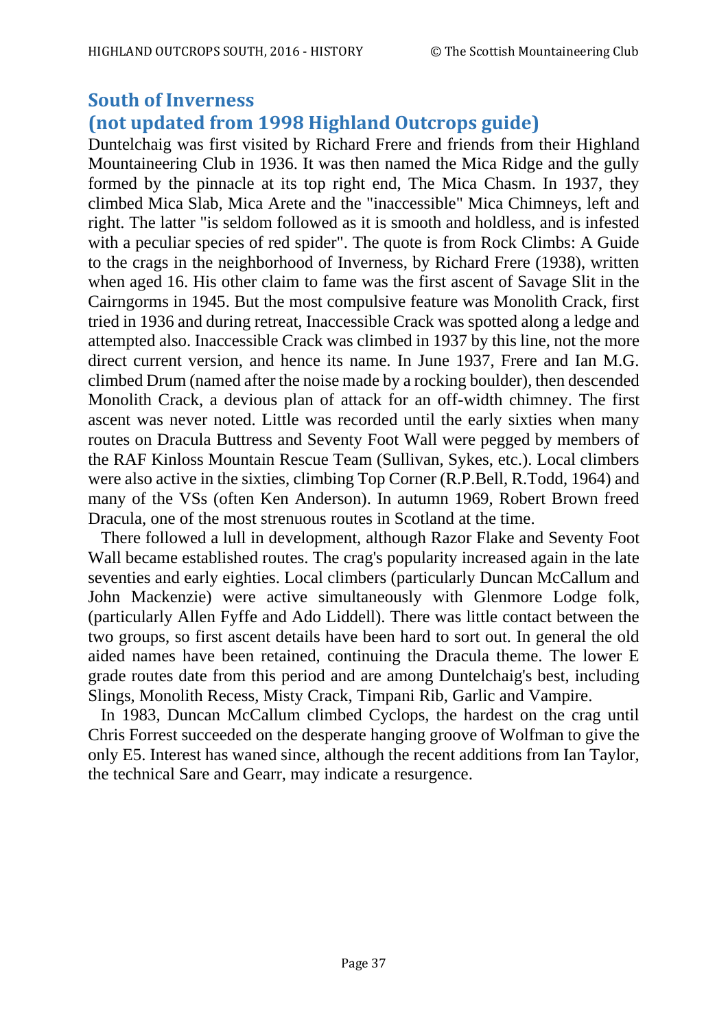## South of Inverness
## (not updated from 1998 Highland Outcrops guide)

Duntelchaig was first visited by Richard Frere and friends from their Highland Mountaineering Club in 1936. It was then named the Mica Ridge and the gully formed by the pinnacle at its top right end, The Mica Chasm. In 1937, they climbed Mica Slab, Mica Arete and the "inaccessible" Mica Chimneys, left and right. The latter "is seldom followed as it is smooth and holdless, and is infested with a peculiar species of red spider". The quote is from Rock Climbs: A Guide to the crags in the neighborhood of Inverness, by Richard Frere (1938), written when aged 16. His other claim to fame was the first ascent of Savage Slit in the Cairngorms in 1945. But the most compulsive feature was Monolith Crack, first tried in 1936 and during retreat, Inaccessible Crack was spotted along a ledge and attempted also. Inaccessible Crack was climbed in 1937 by this line, not the more direct current version, and hence its name. In June 1937, Frere and Ian M.G. climbed Drum (named after the noise made by a rocking boulder), then descended Monolith Crack, a devious plan of attack for an off-width chimney. The first ascent was never noted. Little was recorded until the early sixties when many routes on Dracula Buttress and Seventy Foot Wall were pegged by members of the RAF Kinloss Mountain Rescue Team (Sullivan, Sykes, etc.). Local climbers were also active in the sixties, climbing Top Corner (R.P.Bell, R.Todd, 1964) and many of the VSs (often Ken Anderson). In autumn 1969, Robert Brown freed Dracula, one of the most strenuous routes in Scotland at the time.

There followed a lull in development, although Razor Flake and Seventy Foot Wall became established routes. The crag's popularity increased again in the late seventies and early eighties. Local climbers (particularly Duncan McCallum and John Mackenzie) were active simultaneously with Glenmore Lodge folk, (particularly Allen Fyffe and Ado Liddell). There was little contact between the two groups, so first ascent details have been hard to sort out. In general the old aided names have been retained, continuing the Dracula theme. The lower E grade routes date from this period and are among Duntelchaig's best, including Slings, Monolith Recess, Misty Crack, Timpani Rib, Garlic and Vampire.

In 1983, Duncan McCallum climbed Cyclops, the hardest on the crag until Chris Forrest succeeded on the desperate hanging groove of Wolfman to give the only E5. Interest has waned since, although the recent additions from Ian Taylor, the technical Sare and Gearr, may indicate a resurgence.